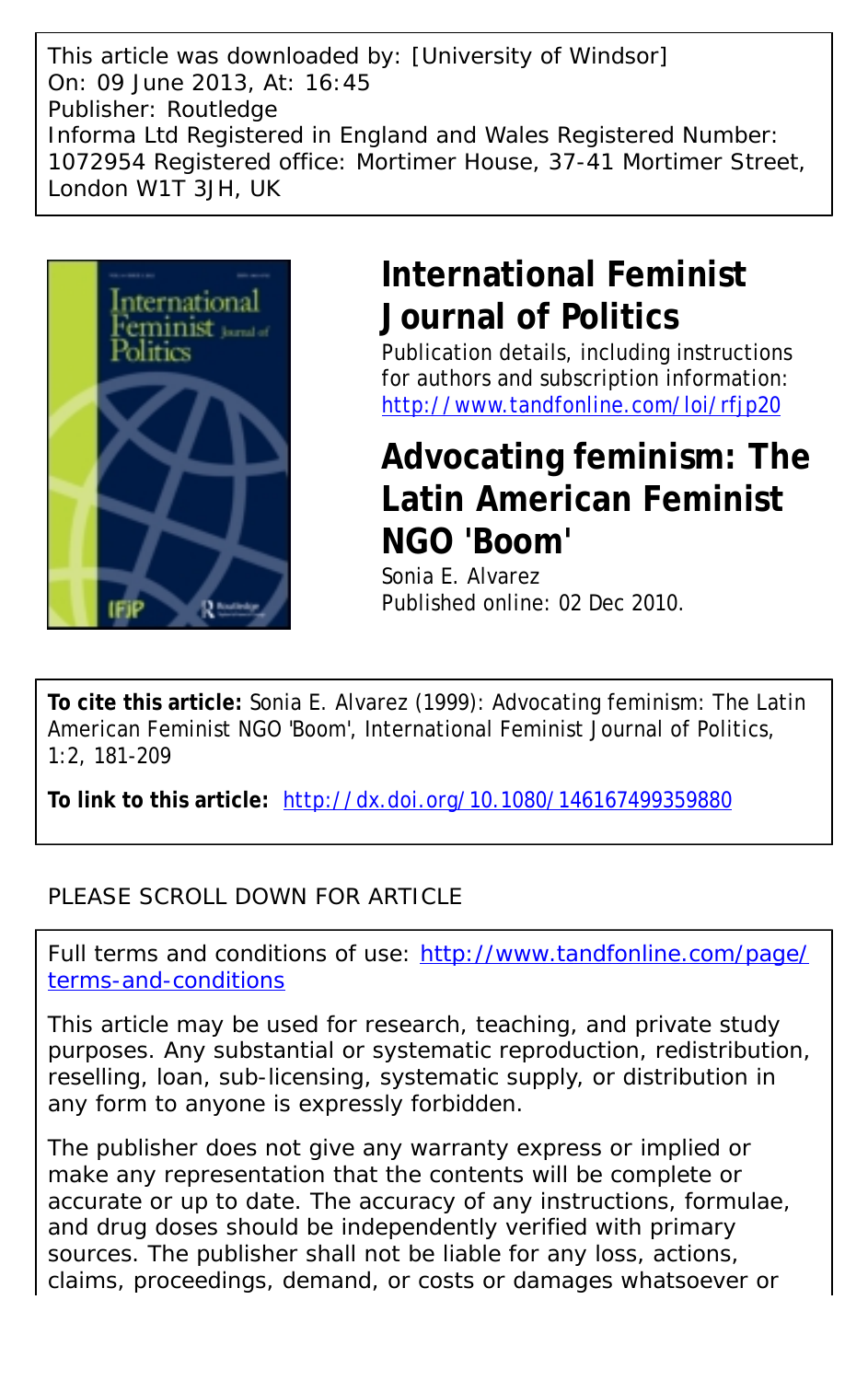This article was downloaded by: [University of Windsor]
On: 09 June 2013, At: 16:45
Publisher: Routledge
Informa Ltd Registered in England and Wales Registered Number: 1072954 Registered office: Mortimer House, 37-41 Mortimer Street, London W1T 3JH, UK

# International Feminist Journal of Politics

Publication details, including instructions for authors and subscription information:
http://www.tandfonline.com/loi/rfjp20

# Advocating feminism: The Latin American Feminist NGO 'Boom'

Sonia E. Alvarez

Published online: 02 Dec 2010.

**To cite this article:** Sonia E. Alvarez (1999): Advocating feminism: The Latin American Feminist NGO 'Boom', International Feminist Journal of Politics, 1:2, 181-209

**To link to this article:** http://dx.doi.org/10.1080/146167499359880

PLEASE SCROLL DOWN FOR ARTICLE

Full terms and conditions of use: http://www.tandfonline.com/page/terms-and-conditions

This article may be used for research, teaching, and private study purposes. Any substantial or systematic reproduction, redistribution, reselling, loan, sub-licensing, systematic supply, or distribution in any form to anyone is expressly forbidden.

The publisher does not give any warranty express or implied or make any representation that the contents will be complete or accurate or up to date. The accuracy of any instructions, formulae, and drug doses should be independently verified with primary sources. The publisher shall not be liable for any loss, actions, claims, proceedings, demand, or costs or damages whatsoever or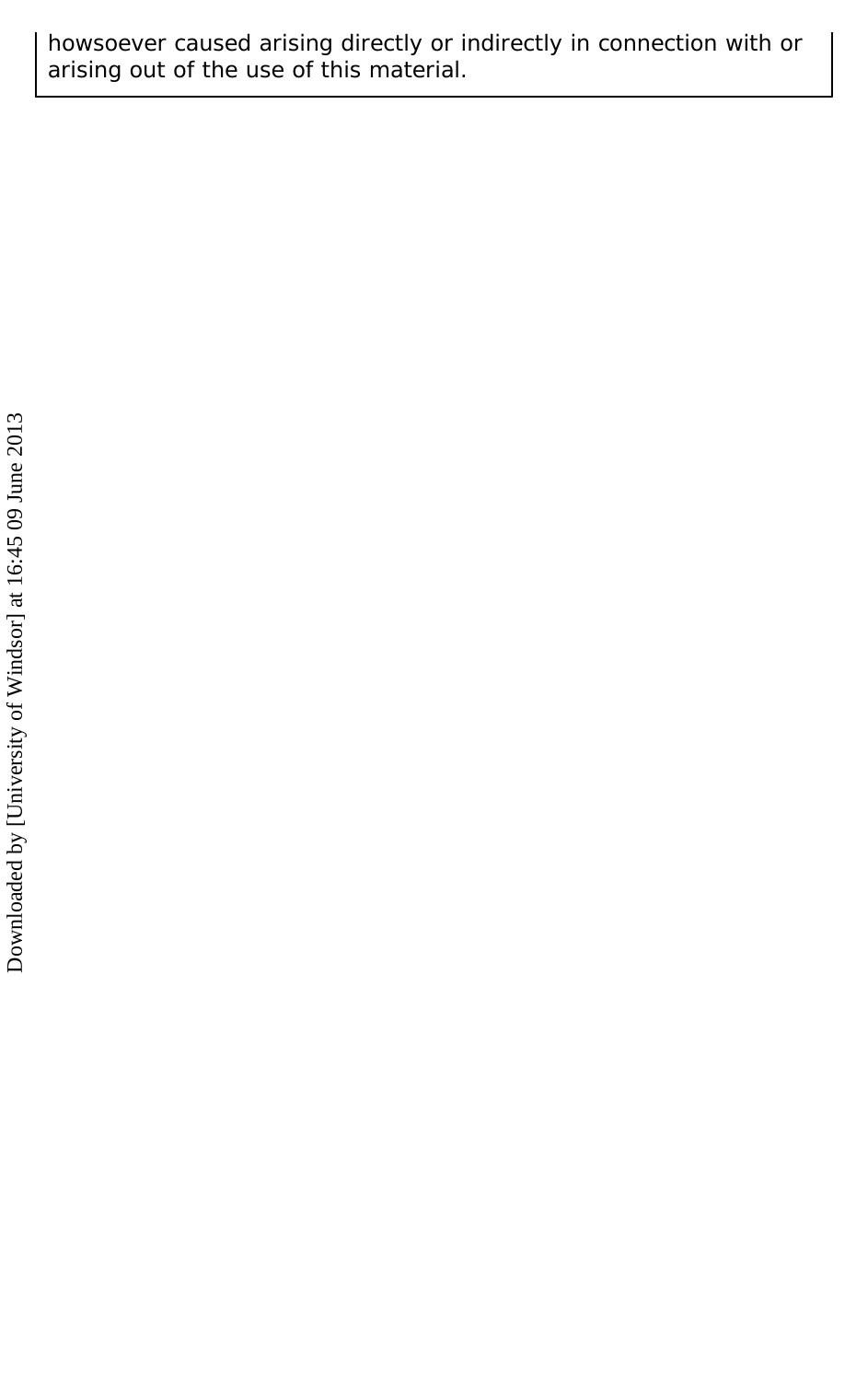howsoever caused arising directly or indirectly in connection with or arising out of the use of this material.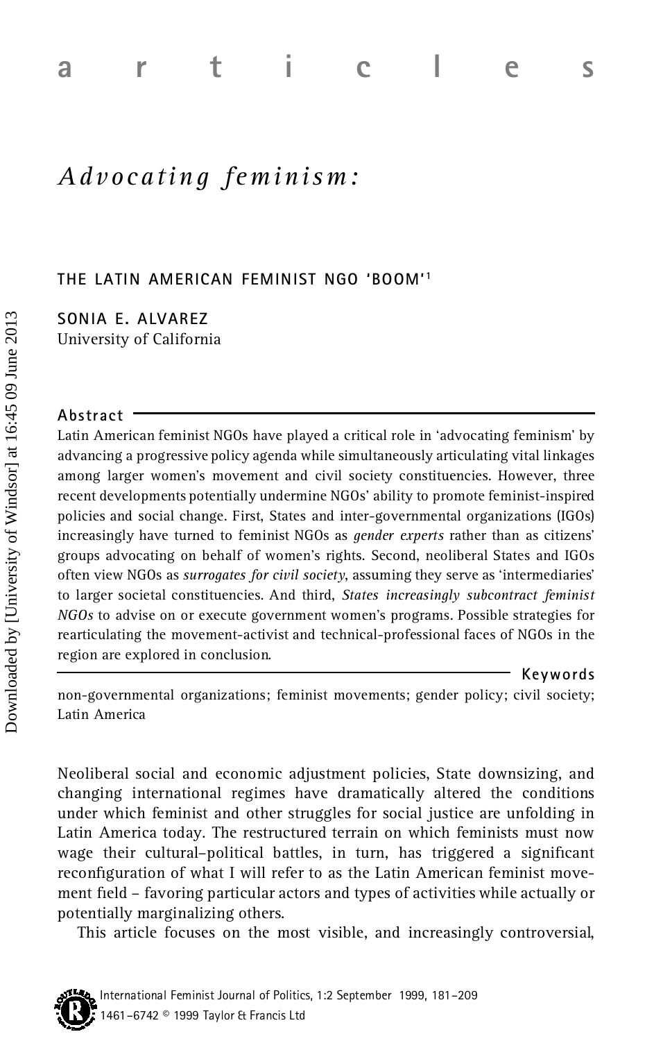a r t i c l e s

# *Advocating feminism:*

## THE LATIN AMERICAN FEMINIST NGO 'BOOM'[1]

**SONIA E. ALVAREZ**
University of California

### Abstract

Latin American feminist NGOs have played a critical role in 'advocating feminism' by advancing a progressive policy agenda while simultaneously articulating vital linkages among larger women's movement and civil society constituencies. However, three recent developments potentially undermine NGOs' ability to promote feminist-inspired policies and social change. First, States and inter-governmental organizations (IGOs) increasingly have turned to feminist NGOs as *gender experts* rather than as citizens' groups advocating on behalf of women's rights. Second, neoliberal States and IGOs often view NGOs as *surrogates for civil society*, assuming they serve as 'intermediaries' to larger societal constituencies. And third, *States increasingly subcontract feminist NGOs* to advise on or execute government women's programs. Possible strategies for rearticulating the movement-activist and technical-professional faces of NGOs in the region are explored in conclusion.

### Keywords

non-governmental organizations; feminist movements; gender policy; civil society; Latin America

Neoliberal social and economic adjustment policies, State downsizing, and changing international regimes have dramatically altered the conditions under which feminist and other struggles for social justice are unfolding in Latin America today. The restructured terrain on which feminists must now wage their cultural–political battles, in turn, has triggered a significant reconfiguration of what I will refer to as the Latin American feminist movement field – favoring particular actors and types of activities while actually or potentially marginalizing others.

This article focuses on the most visible, and increasingly controversial,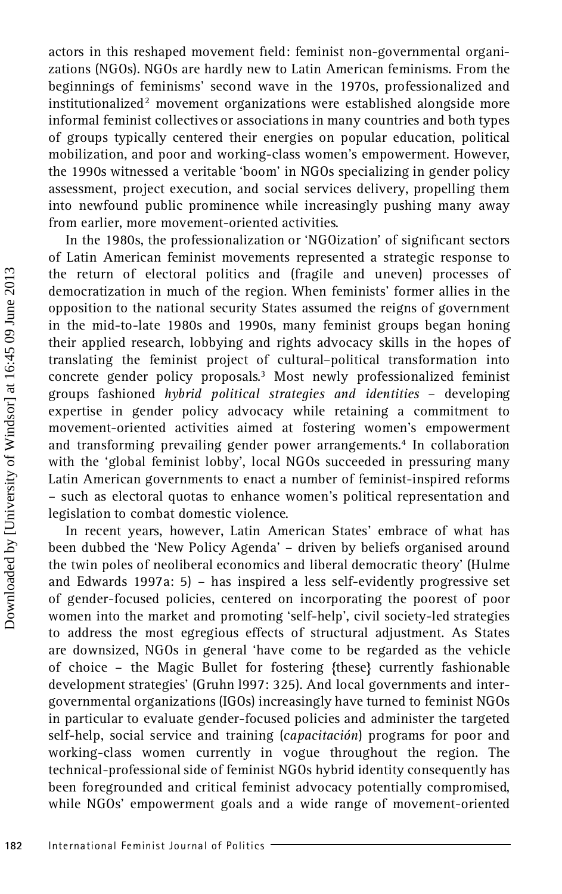actors in this reshaped movement field: feminist non-governmental organizations (NGOs). NGOs are hardly new to Latin American feminisms. From the beginnings of feminisms' second wave in the 1970s, professionalized and institutionalized[2] movement organizations were established alongside more informal feminist collectives or associations in many countries and both types of groups typically centered their energies on popular education, political mobilization, and poor and working-class women's empowerment. However, the 1990s witnessed a veritable 'boom' in NGOs specializing in gender policy assessment, project execution, and social services delivery, propelling them into newfound public prominence while increasingly pushing many away from earlier, more movement-oriented activities.

In the 1980s, the professionalization or 'NGOization' of significant sectors of Latin American feminist movements represented a strategic response to the return of electoral politics and (fragile and uneven) processes of democratization in much of the region. When feminists' former allies in the opposition to the national security States assumed the reigns of government in the mid-to-late 1980s and 1990s, many feminist groups began honing their applied research, lobbying and rights advocacy skills in the hopes of translating the feminist project of cultural–political transformation into concrete gender policy proposals.[3] Most newly professionalized feminist groups fashioned *hybrid political strategies and identities* – developing expertise in gender policy advocacy while retaining a commitment to movement-oriented activities aimed at fostering women's empowerment and transforming prevailing gender power arrangements.[4] In collaboration with the 'global feminist lobby', local NGOs succeeded in pressuring many Latin American governments to enact a number of feminist-inspired reforms – such as electoral quotas to enhance women's political representation and legislation to combat domestic violence.

In recent years, however, Latin American States' embrace of what has been dubbed the 'New Policy Agenda' – driven by beliefs organised around the twin poles of neoliberal economics and liberal democratic theory' (Hulme and Edwards 1997a: 5) – has inspired a less self-evidently progressive set of gender-focused policies, centered on incorporating the poorest of poor women into the market and promoting 'self-help', civil society-led strategies to address the most egregious effects of structural adjustment. As States are downsized, NGOs in general 'have come to be regarded as the vehicle of choice – the Magic Bullet for fostering {these} currently fashionable development strategies' (Gruhn 1997: 325). And local governments and inter-governmental organizations (IGOs) increasingly have turned to feminist NGOs in particular to evaluate gender-focused policies and administer the targeted self-help, social service and training (*capacitación*) programs for poor and working-class women currently in vogue throughout the region. The technical-professional side of feminist NGOs hybrid identity consequently has been foregrounded and critical feminist advocacy potentially compromised, while NGOs' empowerment goals and a wide range of movement-oriented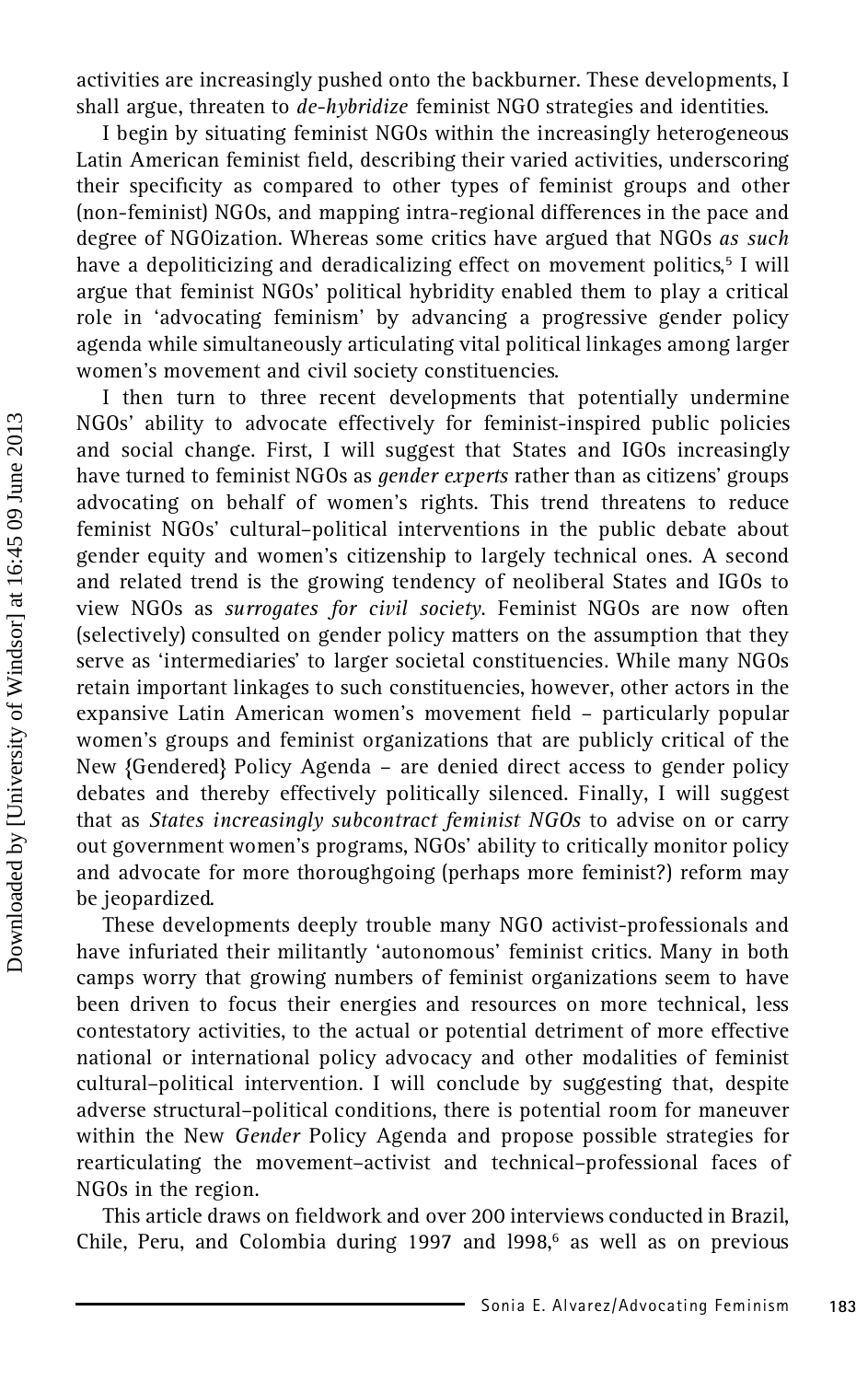activities are increasingly pushed onto the backburner. These developments, I shall argue, threaten to *de-hybridize* feminist NGO strategies and identities.

I begin by situating feminist NGOs within the increasingly heterogeneous Latin American feminist field, describing their varied activities, underscoring their specificity as compared to other types of feminist groups and other (non-feminist) NGOs, and mapping intra-regional differences in the pace and degree of NGOization. Whereas some critics have argued that NGOs *as such* have a depoliticizing and deradicalizing effect on movement politics,[5] I will argue that feminist NGOs' political hybridity enabled them to play a critical role in 'advocating feminism' by advancing a progressive gender policy agenda while simultaneously articulating vital political linkages among larger women's movement and civil society constituencies.

I then turn to three recent developments that potentially undermine NGOs' ability to advocate effectively for feminist-inspired public policies and social change. First, I will suggest that States and IGOs increasingly have turned to feminist NGOs as *gender experts* rather than as citizens' groups advocating on behalf of women's rights. This trend threatens to reduce feminist NGOs' cultural–political interventions in the public debate about gender equity and women's citizenship to largely technical ones. A second and related trend is the growing tendency of neoliberal States and IGOs to view NGOs as *surrogates for civil society*. Feminist NGOs are now often (selectively) consulted on gender policy matters on the assumption that they serve as 'intermediaries' to larger societal constituencies. While many NGOs retain important linkages to such constituencies, however, other actors in the expansive Latin American women's movement field – particularly popular women's groups and feminist organizations that are publicly critical of the New {Gendered} Policy Agenda – are denied direct access to gender policy debates and thereby effectively politically silenced. Finally, I will suggest that as *States increasingly subcontract feminist NGOs* to advise on or carry out government women's programs, NGOs' ability to critically monitor policy and advocate for more thoroughgoing (perhaps more feminist?) reform may be jeopardized.

These developments deeply trouble many NGO activist-professionals and have infuriated their militantly 'autonomous' feminist critics. Many in both camps worry that growing numbers of feminist organizations seem to have been driven to focus their energies and resources on more technical, less contestatory activities, to the actual or potential detriment of more effective national or international policy advocacy and other modalities of feminist cultural–political intervention. I will conclude by suggesting that, despite adverse structural–political conditions, there is potential room for maneuver within the New *Gender* Policy Agenda and propose possible strategies for rearticulating the movement–activist and technical–professional faces of NGOs in the region.

This article draws on fieldwork and over 200 interviews conducted in Brazil, Chile, Peru, and Colombia during 1997 and l998,[6] as well as on previous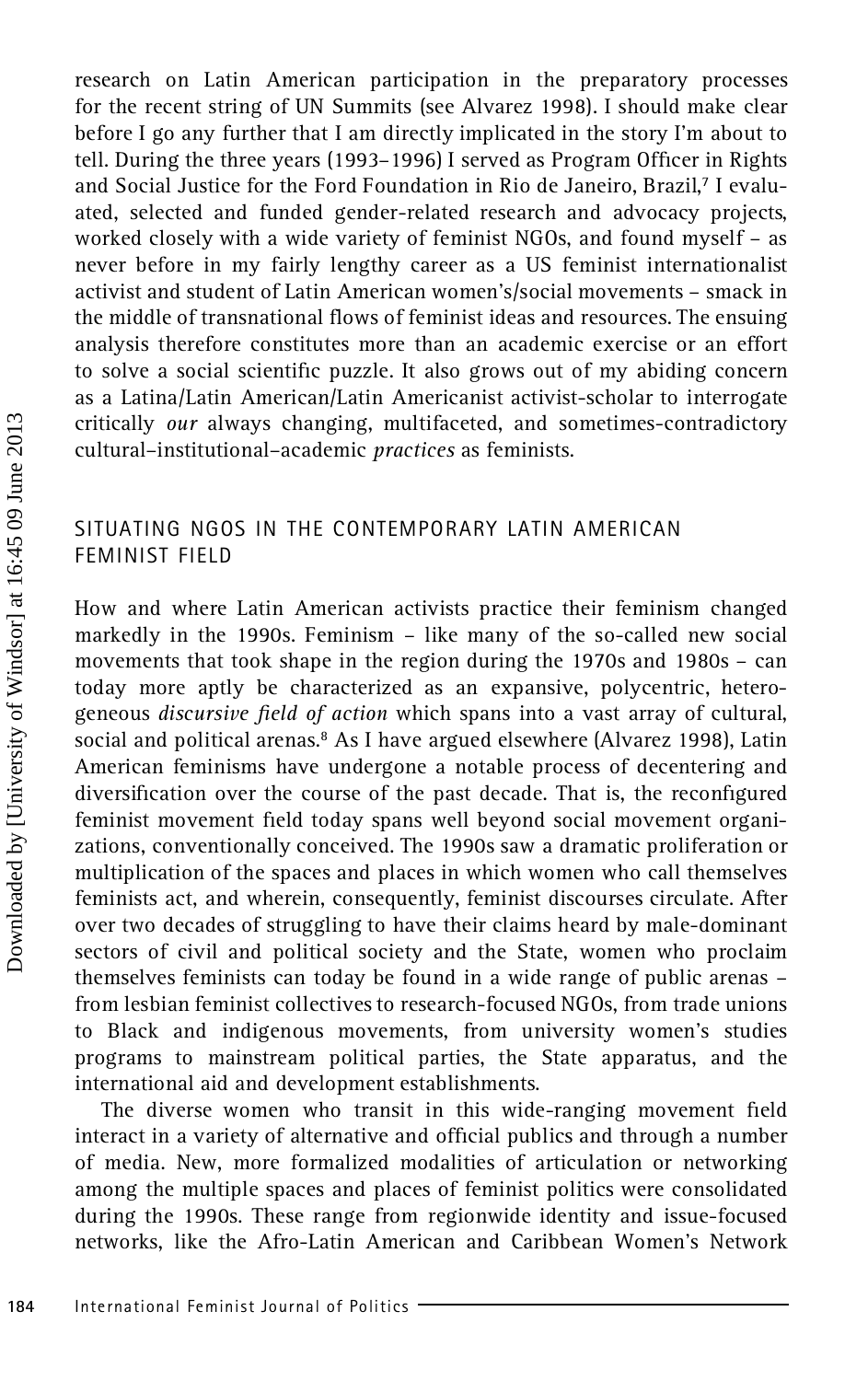research on Latin American participation in the preparatory processes for the recent string of UN Summits (see Alvarez 1998). I should make clear before I go any further that I am directly implicated in the story I'm about to tell. During the three years (1993–1996) I served as Program Officer in Rights and Social Justice for the Ford Foundation in Rio de Janeiro, Brazil,[7] I evaluated, selected and funded gender-related research and advocacy projects, worked closely with a wide variety of feminist NGOs, and found myself – as never before in my fairly lengthy career as a US feminist internationalist activist and student of Latin American women's/social movements – smack in the middle of transnational flows of feminist ideas and resources. The ensuing analysis therefore constitutes more than an academic exercise or an effort to solve a social scientific puzzle. It also grows out of my abiding concern as a Latina/Latin American/Latin Americanist activist-scholar to interrogate critically *our* always changing, multifaceted, and sometimes-contradictory cultural–institutional–academic *practices* as feminists.

## SITUATING NGOS IN THE CONTEMPORARY LATIN AMERICAN FEMINIST FIELD

How and where Latin American activists practice their feminism changed markedly in the 1990s. Feminism – like many of the so-called new social movements that took shape in the region during the 1970s and 1980s – can today more aptly be characterized as an expansive, polycentric, heterogeneous *discursive field of action* which spans into a vast array of cultural, social and political arenas.[8] As I have argued elsewhere (Alvarez 1998), Latin American feminisms have undergone a notable process of decentering and diversification over the course of the past decade. That is, the reconfigured feminist movement field today spans well beyond social movement organizations, conventionally conceived. The 1990s saw a dramatic proliferation or multiplication of the spaces and places in which women who call themselves feminists act, and wherein, consequently, feminist discourses circulate. After over two decades of struggling to have their claims heard by male-dominant sectors of civil and political society and the State, women who proclaim themselves feminists can today be found in a wide range of public arenas – from lesbian feminist collectives to research-focused NGOs, from trade unions to Black and indigenous movements, from university women's studies programs to mainstream political parties, the State apparatus, and the international aid and development establishments.

The diverse women who transit in this wide-ranging movement field interact in a variety of alternative and official publics and through a number of media. New, more formalized modalities of articulation or networking among the multiple spaces and places of feminist politics were consolidated during the 1990s. These range from regionwide identity and issue-focused networks, like the Afro-Latin American and Caribbean Women's Network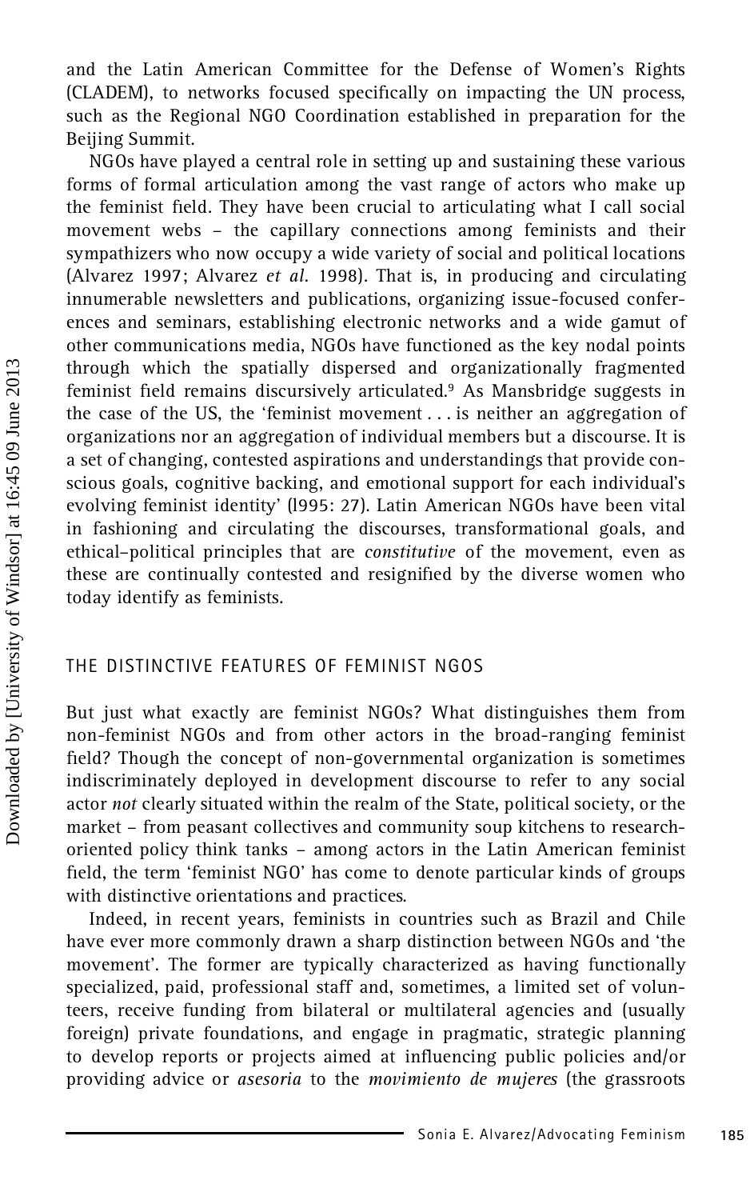and the Latin American Committee for the Defense of Women's Rights (CLADEM), to networks focused specifically on impacting the UN process, such as the Regional NGO Coordination established in preparation for the Beijing Summit.

NGOs have played a central role in setting up and sustaining these various forms of formal articulation among the vast range of actors who make up the feminist field. They have been crucial to articulating what I call social movement webs – the capillary connections among feminists and their sympathizers who now occupy a wide variety of social and political locations (Alvarez 1997; Alvarez *et al.* 1998). That is, in producing and circulating innumerable newsletters and publications, organizing issue-focused conferences and seminars, establishing electronic networks and a wide gamut of other communications media, NGOs have functioned as the key nodal points through which the spatially dispersed and organizationally fragmented feminist field remains discursively articulated.[9] As Mansbridge suggests in the case of the US, the 'feminist movement . . . is neither an aggregation of organizations nor an aggregation of individual members but a discourse. It is a set of changing, contested aspirations and understandings that provide conscious goals, cognitive backing, and emotional support for each individual's evolving feminist identity' (1995: 27). Latin American NGOs have been vital in fashioning and circulating the discourses, transformational goals, and ethical–political principles that are *constitutive* of the movement, even as these are continually contested and resignified by the diverse women who today identify as feminists.

## THE DISTINCTIVE FEATURES OF FEMINIST NGOS

But just what exactly are feminist NGOs? What distinguishes them from non-feminist NGOs and from other actors in the broad-ranging feminist field? Though the concept of non-governmental organization is sometimes indiscriminately deployed in development discourse to refer to any social actor *not* clearly situated within the realm of the State, political society, or the market – from peasant collectives and community soup kitchens to research-oriented policy think tanks – among actors in the Latin American feminist field, the term 'feminist NGO' has come to denote particular kinds of groups with distinctive orientations and practices.

Indeed, in recent years, feminists in countries such as Brazil and Chile have ever more commonly drawn a sharp distinction between NGOs and 'the movement'. The former are typically characterized as having functionally specialized, paid, professional staff and, sometimes, a limited set of volunteers, receive funding from bilateral or multilateral agencies and (usually foreign) private foundations, and engage in pragmatic, strategic planning to develop reports or projects aimed at influencing public policies and/or providing advice or *asesoria* to the *movimiento de mujeres* (the grassroots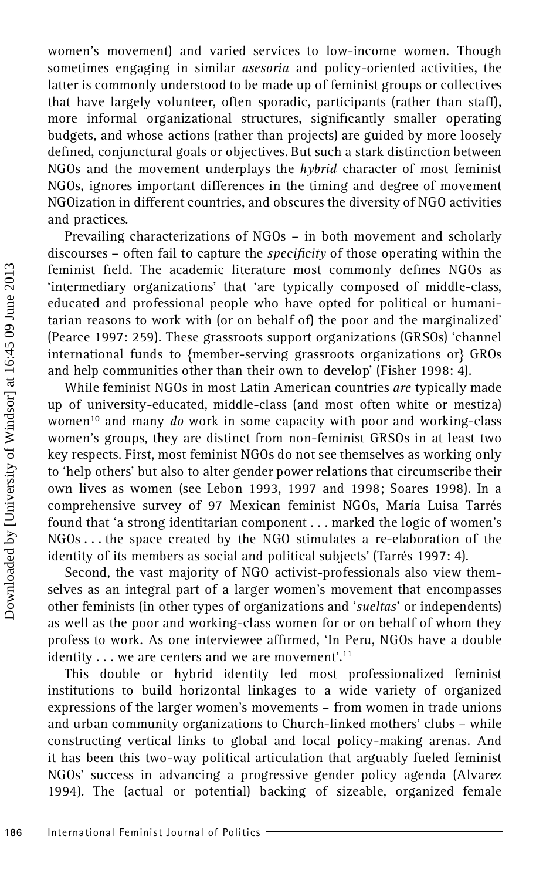women's movement) and varied services to low-income women. Though sometimes engaging in similar *asesoria* and policy-oriented activities, the latter is commonly understood to be made up of feminist groups or collectives that have largely volunteer, often sporadic, participants (rather than staff), more informal organizational structures, significantly smaller operating budgets, and whose actions (rather than projects) are guided by more loosely defined, conjunctural goals or objectives. But such a stark distinction between NGOs and the movement underplays the *hybrid* character of most feminist NGOs, ignores important differences in the timing and degree of movement NGOization in different countries, and obscures the diversity of NGO activities and practices.

Prevailing characterizations of NGOs – in both movement and scholarly discourses – often fail to capture the *specificity* of those operating within the feminist field. The academic literature most commonly defines NGOs as 'intermediary organizations' that 'are typically composed of middle-class, educated and professional people who have opted for political or humanitarian reasons to work with (or on behalf of) the poor and the marginalized' (Pearce 1997: 259). These grassroots support organizations (GRSOs) 'channel international funds to {member-serving grassroots organizations or} GROs and help communities other than their own to develop' (Fisher 1998: 4).

While feminist NGOs in most Latin American countries *are* typically made up of university-educated, middle-class (and most often white or mestiza) women[10] and many *do* work in some capacity with poor and working-class women's groups, they are distinct from non-feminist GRSOs in at least two key respects. First, most feminist NGOs do not see themselves as working only to 'help others' but also to alter gender power relations that circumscribe their own lives as women (see Lebon 1993, 1997 and 1998; Soares 1998). In a comprehensive survey of 97 Mexican feminist NGOs, María Luisa Tarrés found that 'a strong identitarian component . . . marked the logic of women's NGOs . . . the space created by the NGO stimulates a re-elaboration of the identity of its members as social and political subjects' (Tarrés 1997: 4).

Second, the vast majority of NGO activist-professionals also view themselves as an integral part of a larger women's movement that encompasses other feminists (in other types of organizations and '*sueltas*' or independents) as well as the poor and working-class women for or on behalf of whom they profess to work. As one interviewee affirmed, 'In Peru, NGOs have a double identity . . . we are centers and we are movement'.[11]

This double or hybrid identity led most professionalized feminist institutions to build horizontal linkages to a wide variety of organized expressions of the larger women's movements – from women in trade unions and urban community organizations to Church-linked mothers' clubs – while constructing vertical links to global and local policy-making arenas. And it has been this two-way political articulation that arguably fueled feminist NGOs' success in advancing a progressive gender policy agenda (Alvarez 1994). The (actual or potential) backing of sizeable, organized female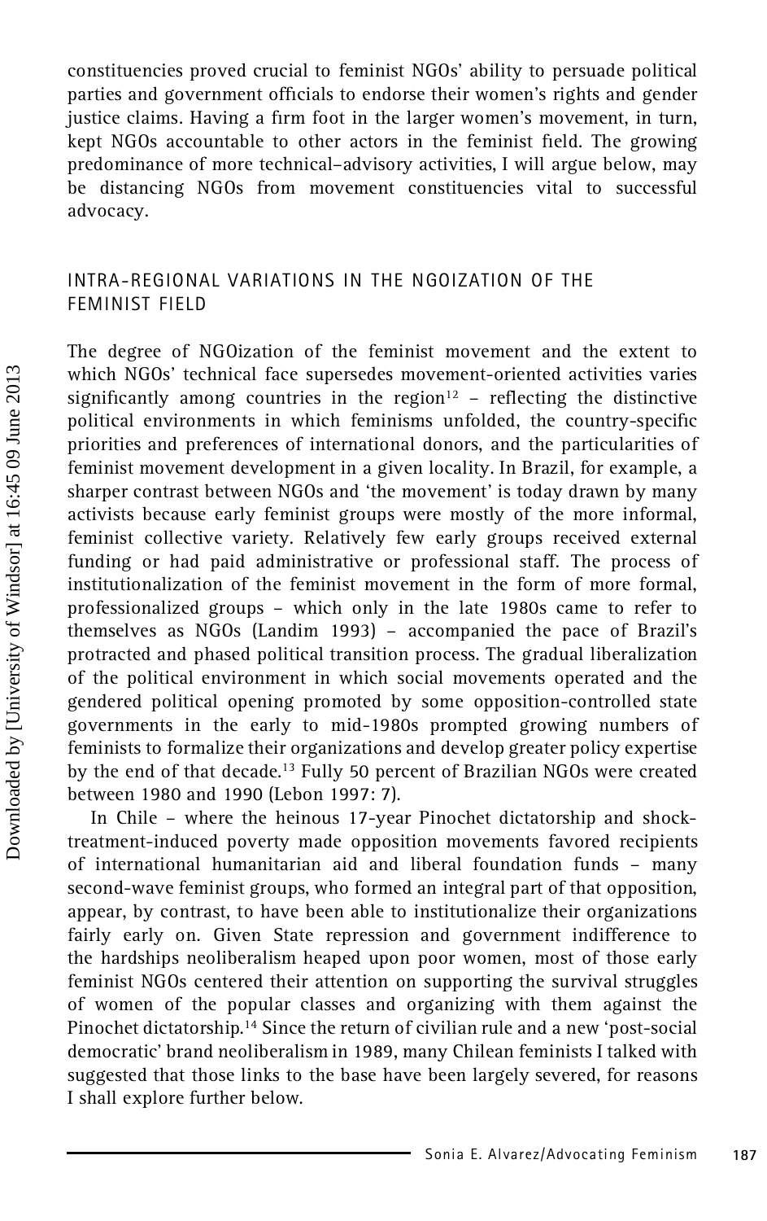constituencies proved crucial to feminist NGOs' ability to persuade political parties and government officials to endorse their women's rights and gender justice claims. Having a firm foot in the larger women's movement, in turn, kept NGOs accountable to other actors in the feminist field. The growing predominance of more technical–advisory activities, I will argue below, may be distancing NGOs from movement constituencies vital to successful advocacy.

## INTRA-REGIONAL VARIATIONS IN THE NGOIZATION OF THE FEMINIST FIELD

The degree of NGOization of the feminist movement and the extent to which NGOs' technical face supersedes movement-oriented activities varies significantly among countries in the region[12] – reflecting the distinctive political environments in which feminisms unfolded, the country-specific priorities and preferences of international donors, and the particularities of feminist movement development in a given locality. In Brazil, for example, a sharper contrast between NGOs and 'the movement' is today drawn by many activists because early feminist groups were mostly of the more informal, feminist collective variety. Relatively few early groups received external funding or had paid administrative or professional staff. The process of institutionalization of the feminist movement in the form of more formal, professionalized groups – which only in the late 1980s came to refer to themselves as NGOs (Landim 1993) – accompanied the pace of Brazil's protracted and phased political transition process. The gradual liberalization of the political environment in which social movements operated and the gendered political opening promoted by some opposition-controlled state governments in the early to mid-1980s prompted growing numbers of feminists to formalize their organizations and develop greater policy expertise by the end of that decade.[13] Fully 50 percent of Brazilian NGOs were created between 1980 and 1990 (Lebon 1997: 7).

In Chile – where the heinous 17-year Pinochet dictatorship and shock-treatment-induced poverty made opposition movements favored recipients of international humanitarian aid and liberal foundation funds – many second-wave feminist groups, who formed an integral part of that opposition, appear, by contrast, to have been able to institutionalize their organizations fairly early on. Given State repression and government indifference to the hardships neoliberalism heaped upon poor women, most of those early feminist NGOs centered their attention on supporting the survival struggles of women of the popular classes and organizing with them against the Pinochet dictatorship.[14] Since the return of civilian rule and a new 'post-social democratic' brand neoliberalism in 1989, many Chilean feminists I talked with suggested that those links to the base have been largely severed, for reasons I shall explore further below.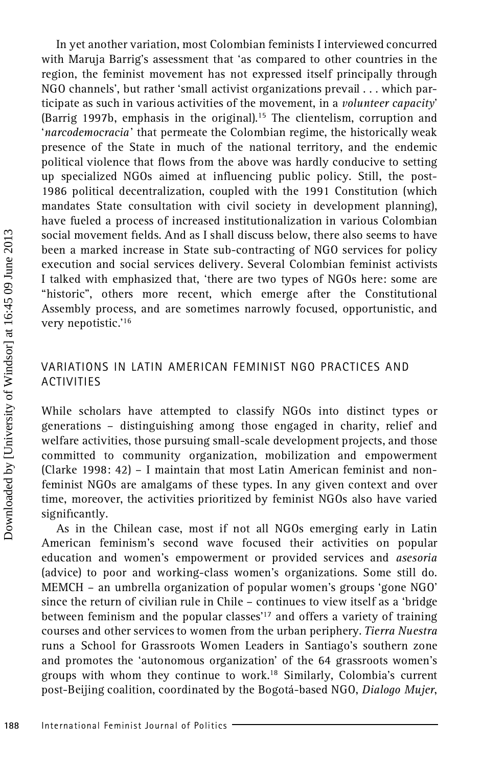In yet another variation, most Colombian feminists I interviewed concurred with Maruja Barrig's assessment that 'as compared to other countries in the region, the feminist movement has not expressed itself principally through NGO channels', but rather 'small activist organizations prevail . . . which participate as such in various activities of the movement, in a *volunteer capacity*' (Barrig 1997b, emphasis in the original).[15] The clientelism, corruption and '*narcodemocracia*' that permeate the Colombian regime, the historically weak presence of the State in much of the national territory, and the endemic political violence that flows from the above was hardly conducive to setting up specialized NGOs aimed at influencing public policy. Still, the post-1986 political decentralization, coupled with the 1991 Constitution (which mandates State consultation with civil society in development planning), have fueled a process of increased institutionalization in various Colombian social movement fields. And as I shall discuss below, there also seems to have been a marked increase in State sub-contracting of NGO services for policy execution and social services delivery. Several Colombian feminist activists I talked with emphasized that, 'there are two types of NGOs here: some are "historic", others more recent, which emerge after the Constitutional Assembly process, and are sometimes narrowly focused, opportunistic, and very nepotistic.'[16]

## VARIATIONS IN LATIN AMERICAN FEMINIST NGO PRACTICES AND ACTIVITIES

While scholars have attempted to classify NGOs into distinct types or generations – distinguishing among those engaged in charity, relief and welfare activities, those pursuing small-scale development projects, and those committed to community organization, mobilization and empowerment (Clarke 1998: 42) – I maintain that most Latin American feminist and non-feminist NGOs are amalgams of these types. In any given context and over time, moreover, the activities prioritized by feminist NGOs also have varied significantly.

As in the Chilean case, most if not all NGOs emerging early in Latin American feminism's second wave focused their activities on popular education and women's empowerment or provided services and *asesoria* (advice) to poor and working-class women's organizations. Some still do. MEMCH – an umbrella organization of popular women's groups 'gone NGO' since the return of civilian rule in Chile – continues to view itself as a 'bridge between feminism and the popular classes'[17] and offers a variety of training courses and other services to women from the urban periphery. *Tierra Nuestra* runs a School for Grassroots Women Leaders in Santiago's southern zone and promotes the 'autonomous organization' of the 64 grassroots women's groups with whom they continue to work.[18] Similarly, Colombia's current post-Beijing coalition, coordinated by the Bogotá-based NGO, *Dialogo Mujer*,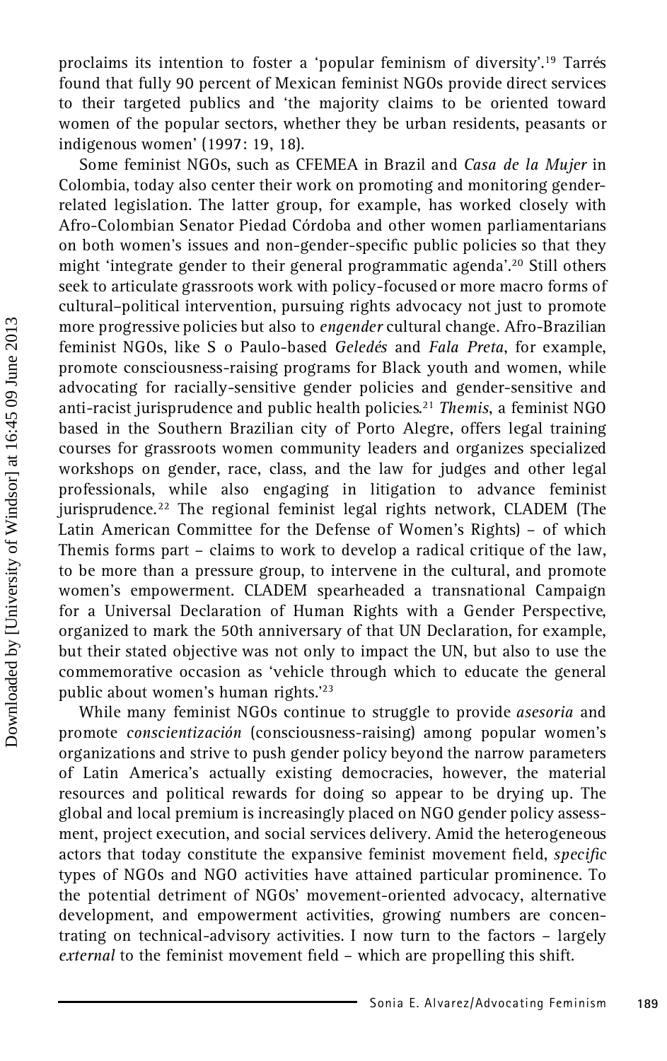proclaims its intention to foster a 'popular feminism of diversity'.[19] Tarrés found that fully 90 percent of Mexican feminist NGOs provide direct services to their targeted publics and 'the majority claims to be oriented toward women of the popular sectors, whether they be urban residents, peasants or indigenous women' (1997: 19, 18).

Some feminist NGOs, such as CFEMEA in Brazil and *Casa de la Mujer* in Colombia, today also center their work on promoting and monitoring gender-related legislation. The latter group, for example, has worked closely with Afro-Colombian Senator Piedad Córdoba and other women parliamentarians on both women's issues and non-gender-specific public policies so that they might 'integrate gender to their general programmatic agenda'.[20] Still others seek to articulate grassroots work with policy-focused or more macro forms of cultural–political intervention, pursuing rights advocacy not just to promote more progressive policies but also to *engender* cultural change. Afro-Brazilian feminist NGOs, like S o Paulo-based *Geledés* and *Fala Preta*, for example, promote consciousness-raising programs for Black youth and women, while advocating for racially-sensitive gender policies and gender-sensitive and anti-racist jurisprudence and public health policies.[21] *Themis*, a feminist NGO based in the Southern Brazilian city of Porto Alegre, offers legal training courses for grassroots women community leaders and organizes specialized workshops on gender, race, class, and the law for judges and other legal professionals, while also engaging in litigation to advance feminist jurisprudence.[22] The regional feminist legal rights network, CLADEM (The Latin American Committee for the Defense of Women's Rights) – of which Themis forms part – claims to work to develop a radical critique of the law, to be more than a pressure group, to intervene in the cultural, and promote women's empowerment. CLADEM spearheaded a transnational Campaign for a Universal Declaration of Human Rights with a Gender Perspective, organized to mark the 50th anniversary of that UN Declaration, for example, but their stated objective was not only to impact the UN, but also to use the commemorative occasion as 'vehicle through which to educate the general public about women's human rights.'[23]

While many feminist NGOs continue to struggle to provide *asesoria* and promote *conscientización* (consciousness-raising) among popular women's organizations and strive to push gender policy beyond the narrow parameters of Latin America's actually existing democracies, however, the material resources and political rewards for doing so appear to be drying up. The global and local premium is increasingly placed on NGO gender policy assessment, project execution, and social services delivery. Amid the heterogeneous actors that today constitute the expansive feminist movement field, *specific* types of NGOs and NGO activities have attained particular prominence. To the potential detriment of NGOs' movement-oriented advocacy, alternative development, and empowerment activities, growing numbers are concentrating on technical-advisory activities. I now turn to the factors – largely *external* to the feminist movement field – which are propelling this shift.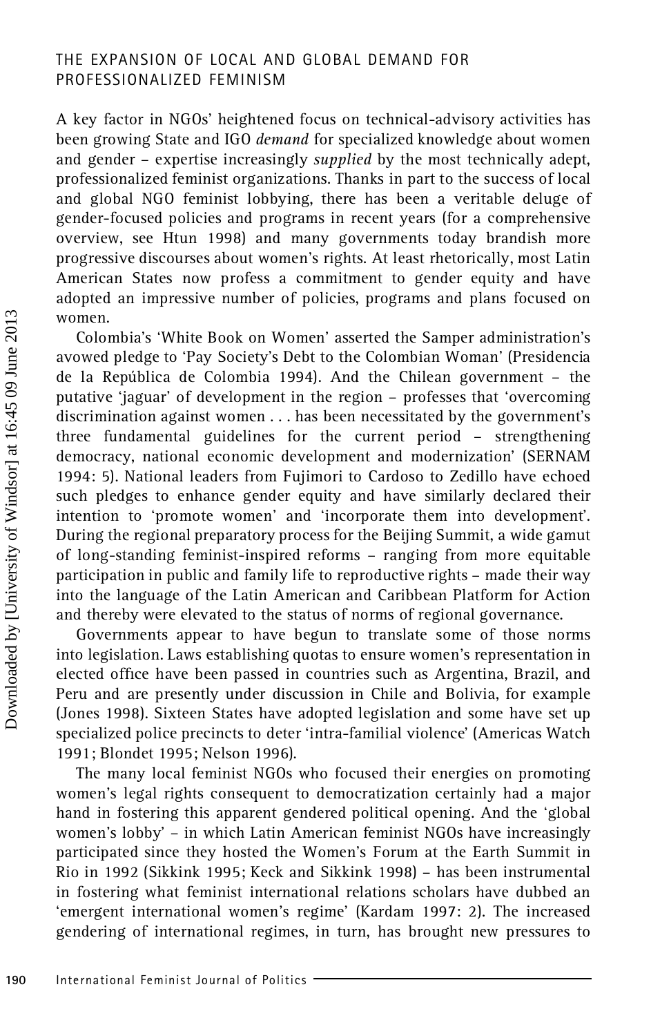## THE EXPANSION OF LOCAL AND GLOBAL DEMAND FOR PROFESSIONALIZED FEMINISM

A key factor in NGOs' heightened focus on technical-advisory activities has been growing State and IGO *demand* for specialized knowledge about women and gender – expertise increasingly *supplied* by the most technically adept, professionalized feminist organizations. Thanks in part to the success of local and global NGO feminist lobbying, there has been a veritable deluge of gender-focused policies and programs in recent years (for a comprehensive overview, see Htun 1998) and many governments today brandish more progressive discourses about women's rights. At least rhetorically, most Latin American States now profess a commitment to gender equity and have adopted an impressive number of policies, programs and plans focused on women.

Colombia's 'White Book on Women' asserted the Samper administration's avowed pledge to 'Pay Society's Debt to the Colombian Woman' (Presidencia de la República de Colombia 1994). And the Chilean government – the putative 'jaguar' of development in the region – professes that 'overcoming discrimination against women . . . has been necessitated by the government's three fundamental guidelines for the current period – strengthening democracy, national economic development and modernization' (SERNAM 1994: 5). National leaders from Fujimori to Cardoso to Zedillo have echoed such pledges to enhance gender equity and have similarly declared their intention to 'promote women' and 'incorporate them into development'. During the regional preparatory process for the Beijing Summit, a wide gamut of long-standing feminist-inspired reforms – ranging from more equitable participation in public and family life to reproductive rights – made their way into the language of the Latin American and Caribbean Platform for Action and thereby were elevated to the status of norms of regional governance.

Governments appear to have begun to translate some of those norms into legislation. Laws establishing quotas to ensure women's representation in elected office have been passed in countries such as Argentina, Brazil, and Peru and are presently under discussion in Chile and Bolivia, for example (Jones 1998). Sixteen States have adopted legislation and some have set up specialized police precincts to deter 'intra-familial violence' (Americas Watch 1991; Blondet 1995; Nelson 1996).

The many local feminist NGOs who focused their energies on promoting women's legal rights consequent to democratization certainly had a major hand in fostering this apparent gendered political opening. And the 'global women's lobby' – in which Latin American feminist NGOs have increasingly participated since they hosted the Women's Forum at the Earth Summit in Rio in 1992 (Sikkink 1995; Keck and Sikkink 1998) – has been instrumental in fostering what feminist international relations scholars have dubbed an 'emergent international women's regime' (Kardam 1997: 2). The increased gendering of international regimes, in turn, has brought new pressures to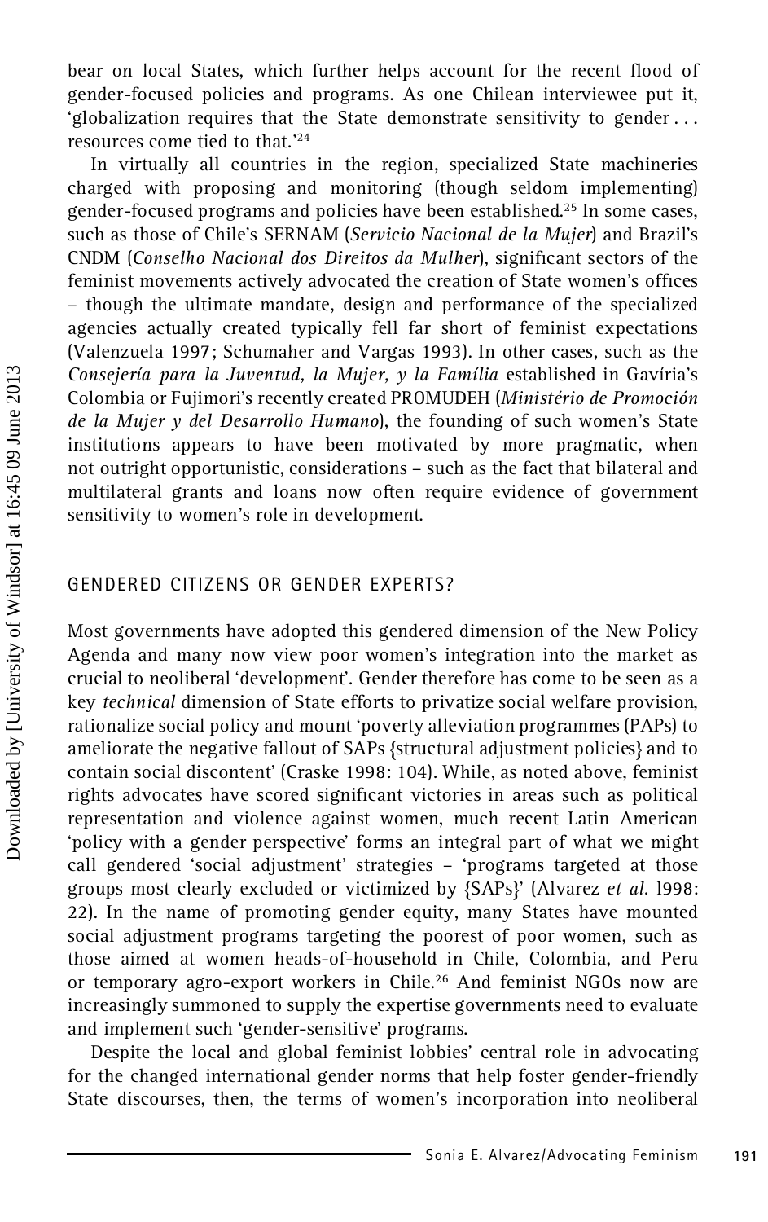bear on local States, which further helps account for the recent flood of gender-focused policies and programs. As one Chilean interviewee put it, 'globalization requires that the State demonstrate sensitivity to gender . . . resources come tied to that.'[24]

In virtually all countries in the region, specialized State machineries charged with proposing and monitoring (though seldom implementing) gender-focused programs and policies have been established.[25] In some cases, such as those of Chile's SERNAM (*Servicio Nacional de la Mujer*) and Brazil's CNDM (*Conselho Nacional dos Direitos da Mulher*), significant sectors of the feminist movements actively advocated the creation of State women's offices – though the ultimate mandate, design and performance of the specialized agencies actually created typically fell far short of feminist expectations (Valenzuela 1997; Schumaher and Vargas 1993). In other cases, such as the *Consejería para la Juventud, la Mujer, y la Família* established in Gavíria's Colombia or Fujimori's recently created PROMUDEH (*Ministério de Promoción de la Mujer y del Desarrollo Humano*), the founding of such women's State institutions appears to have been motivated by more pragmatic, when not outright opportunistic, considerations – such as the fact that bilateral and multilateral grants and loans now often require evidence of government sensitivity to women's role in development.

## GENDERED CITIZENS OR GENDER EXPERTS?

Most governments have adopted this gendered dimension of the New Policy Agenda and many now view poor women's integration into the market as crucial to neoliberal 'development'. Gender therefore has come to be seen as a key *technical* dimension of State efforts to privatize social welfare provision, rationalize social policy and mount 'poverty alleviation programmes (PAPs) to ameliorate the negative fallout of SAPs {structural adjustment policies} and to contain social discontent' (Craske 1998: 104). While, as noted above, feminist rights advocates have scored significant victories in areas such as political representation and violence against women, much recent Latin American 'policy with a gender perspective' forms an integral part of what we might call gendered 'social adjustment' strategies – 'programs targeted at those groups most clearly excluded or victimized by {SAPs}' (Alvarez *et al.* 1998: 22). In the name of promoting gender equity, many States have mounted social adjustment programs targeting the poorest of poor women, such as those aimed at women heads-of-household in Chile, Colombia, and Peru or temporary agro-export workers in Chile.[26] And feminist NGOs now are increasingly summoned to supply the expertise governments need to evaluate and implement such 'gender-sensitive' programs.

Despite the local and global feminist lobbies' central role in advocating for the changed international gender norms that help foster gender-friendly State discourses, then, the terms of women's incorporation into neoliberal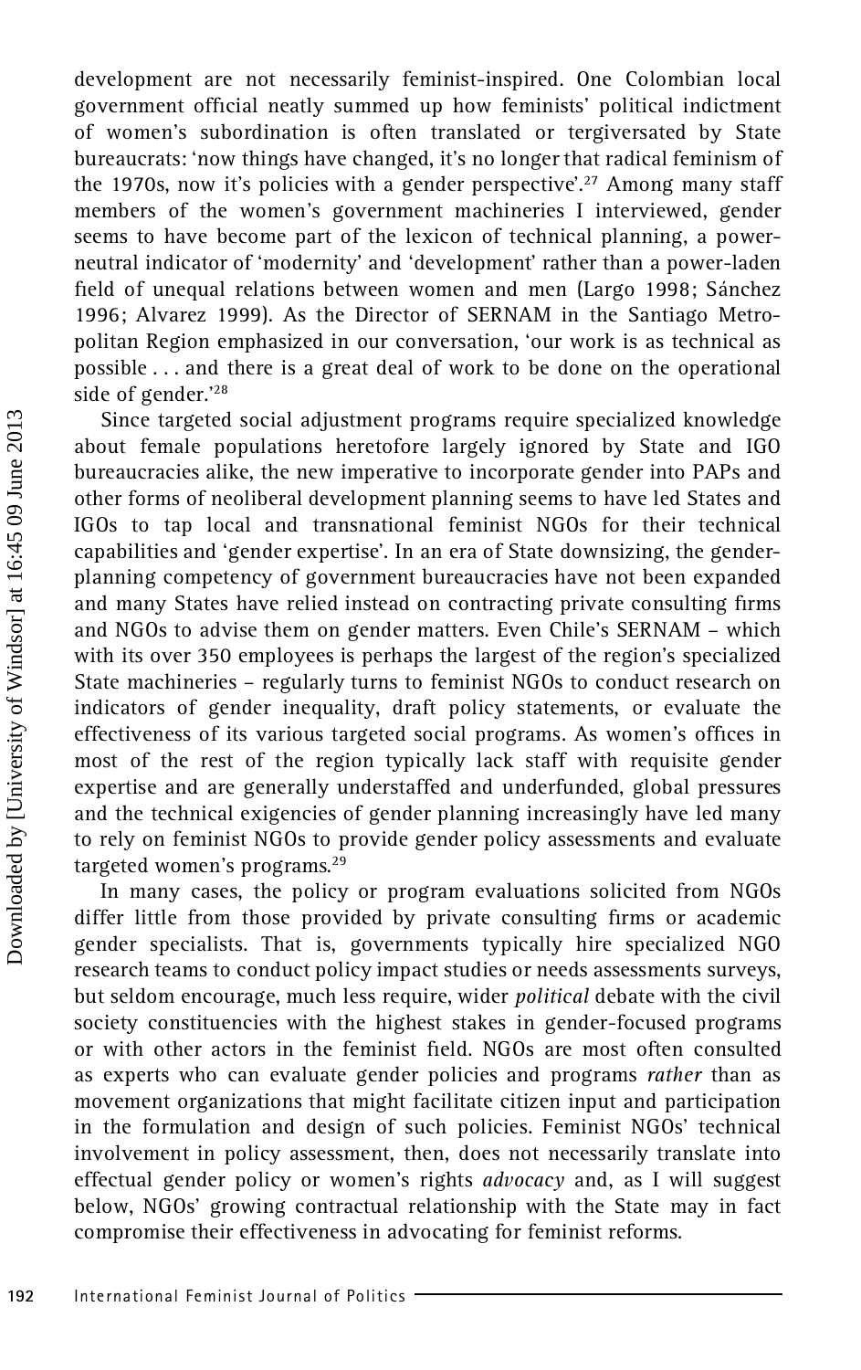development are not necessarily feminist-inspired. One Colombian local government official neatly summed up how feminists' political indictment of women's subordination is often translated or tergiversated by State bureaucrats: 'now things have changed, it's no longer that radical feminism of the 1970s, now it's policies with a gender perspective'.[27] Among many staff members of the women's government machineries I interviewed, gender seems to have become part of the lexicon of technical planning, a power-neutral indicator of 'modernity' and 'development' rather than a power-laden field of unequal relations between women and men (Largo 1998; Sánchez 1996; Alvarez 1999). As the Director of SERNAM in the Santiago Metropolitan Region emphasized in our conversation, 'our work is as technical as possible . . . and there is a great deal of work to be done on the operational side of gender.'[28]

Since targeted social adjustment programs require specialized knowledge about female populations heretofore largely ignored by State and IGO bureaucracies alike, the new imperative to incorporate gender into PAPs and other forms of neoliberal development planning seems to have led States and IGOs to tap local and transnational feminist NGOs for their technical capabilities and 'gender expertise'. In an era of State downsizing, the gender-planning competency of government bureaucracies have not been expanded and many States have relied instead on contracting private consulting firms and NGOs to advise them on gender matters. Even Chile's SERNAM – which with its over 350 employees is perhaps the largest of the region's specialized State machineries – regularly turns to feminist NGOs to conduct research on indicators of gender inequality, draft policy statements, or evaluate the effectiveness of its various targeted social programs. As women's offices in most of the rest of the region typically lack staff with requisite gender expertise and are generally understaffed and underfunded, global pressures and the technical exigencies of gender planning increasingly have led many to rely on feminist NGOs to provide gender policy assessments and evaluate targeted women's programs.[29]

In many cases, the policy or program evaluations solicited from NGOs differ little from those provided by private consulting firms or academic gender specialists. That is, governments typically hire specialized NGO research teams to conduct policy impact studies or needs assessments surveys, but seldom encourage, much less require, wider *political* debate with the civil society constituencies with the highest stakes in gender-focused programs or with other actors in the feminist field. NGOs are most often consulted as experts who can evaluate gender policies and programs *rather* than as movement organizations that might facilitate citizen input and participation in the formulation and design of such policies. Feminist NGOs' technical involvement in policy assessment, then, does not necessarily translate into effectual gender policy or women's rights *advocacy* and, as I will suggest below, NGOs' growing contractual relationship with the State may in fact compromise their effectiveness in advocating for feminist reforms.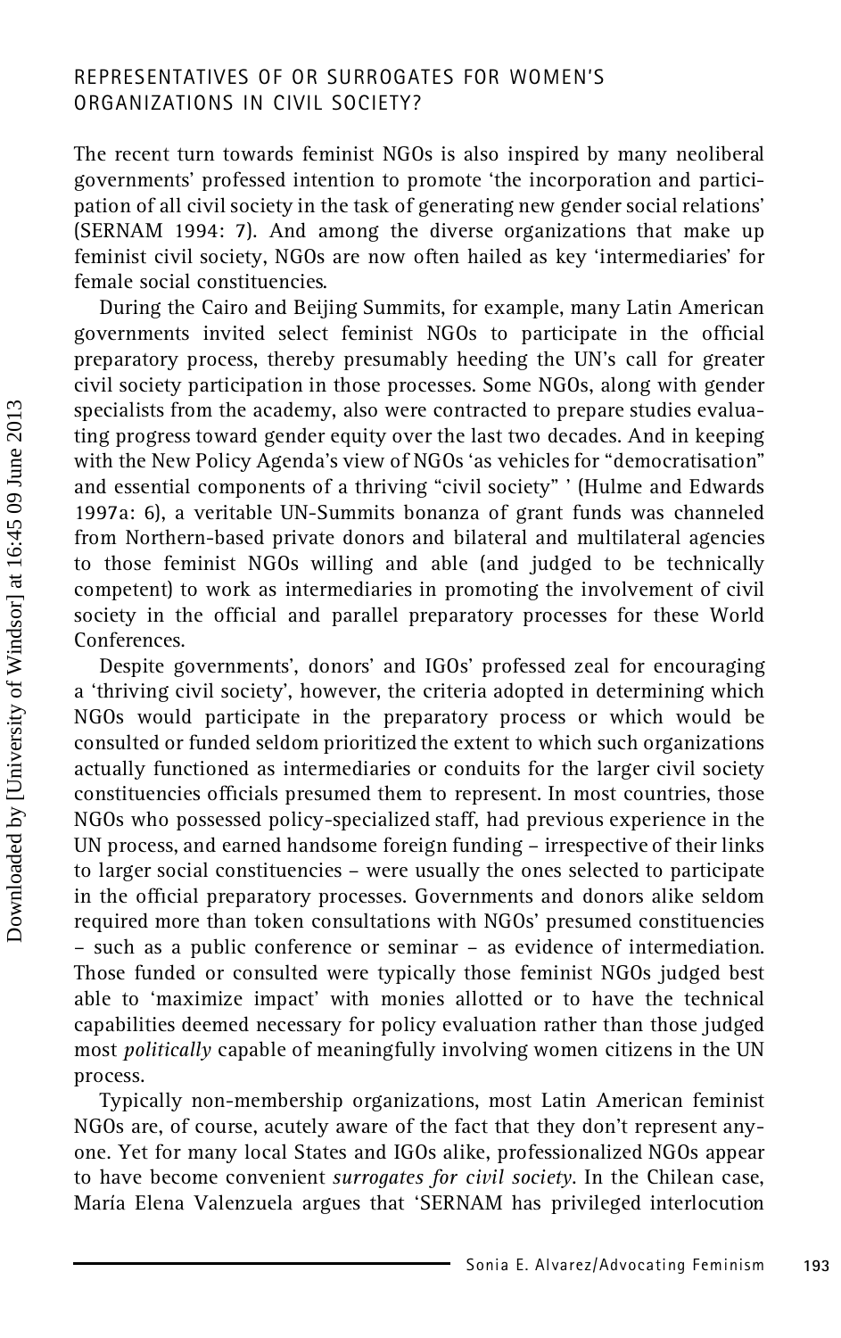## REPRESENTATIVES OF OR SURROGATES FOR WOMEN'S ORGANIZATIONS IN CIVIL SOCIETY?

The recent turn towards feminist NGOs is also inspired by many neoliberal governments' professed intention to promote 'the incorporation and participation of all civil society in the task of generating new gender social relations' (SERNAM 1994: 7). And among the diverse organizations that make up feminist civil society, NGOs are now often hailed as key 'intermediaries' for female social constituencies.

During the Cairo and Beijing Summits, for example, many Latin American governments invited select feminist NGOs to participate in the official preparatory process, thereby presumably heeding the UN's call for greater civil society participation in those processes. Some NGOs, along with gender specialists from the academy, also were contracted to prepare studies evaluating progress toward gender equity over the last two decades. And in keeping with the New Policy Agenda's view of NGOs 'as vehicles for "democratisation" and essential components of a thriving "civil society" ' (Hulme and Edwards 1997a: 6), a veritable UN-Summits bonanza of grant funds was channeled from Northern-based private donors and bilateral and multilateral agencies to those feminist NGOs willing and able (and judged to be technically competent) to work as intermediaries in promoting the involvement of civil society in the official and parallel preparatory processes for these World Conferences.

Despite governments', donors' and IGOs' professed zeal for encouraging a 'thriving civil society', however, the criteria adopted in determining which NGOs would participate in the preparatory process or which would be consulted or funded seldom prioritized the extent to which such organizations actually functioned as intermediaries or conduits for the larger civil society constituencies officials presumed them to represent. In most countries, those NGOs who possessed policy-specialized staff, had previous experience in the UN process, and earned handsome foreign funding – irrespective of their links to larger social constituencies – were usually the ones selected to participate in the official preparatory processes. Governments and donors alike seldom required more than token consultations with NGOs' presumed constituencies – such as a public conference or seminar – as evidence of intermediation. Those funded or consulted were typically those feminist NGOs judged best able to 'maximize impact' with monies allotted or to have the technical capabilities deemed necessary for policy evaluation rather than those judged most *politically* capable of meaningfully involving women citizens in the UN process.

Typically non-membership organizations, most Latin American feminist NGOs are, of course, acutely aware of the fact that they don't represent anyone. Yet for many local States and IGOs alike, professionalized NGOs appear to have become convenient *surrogates for civil society*. In the Chilean case, María Elena Valenzuela argues that 'SERNAM has privileged interlocution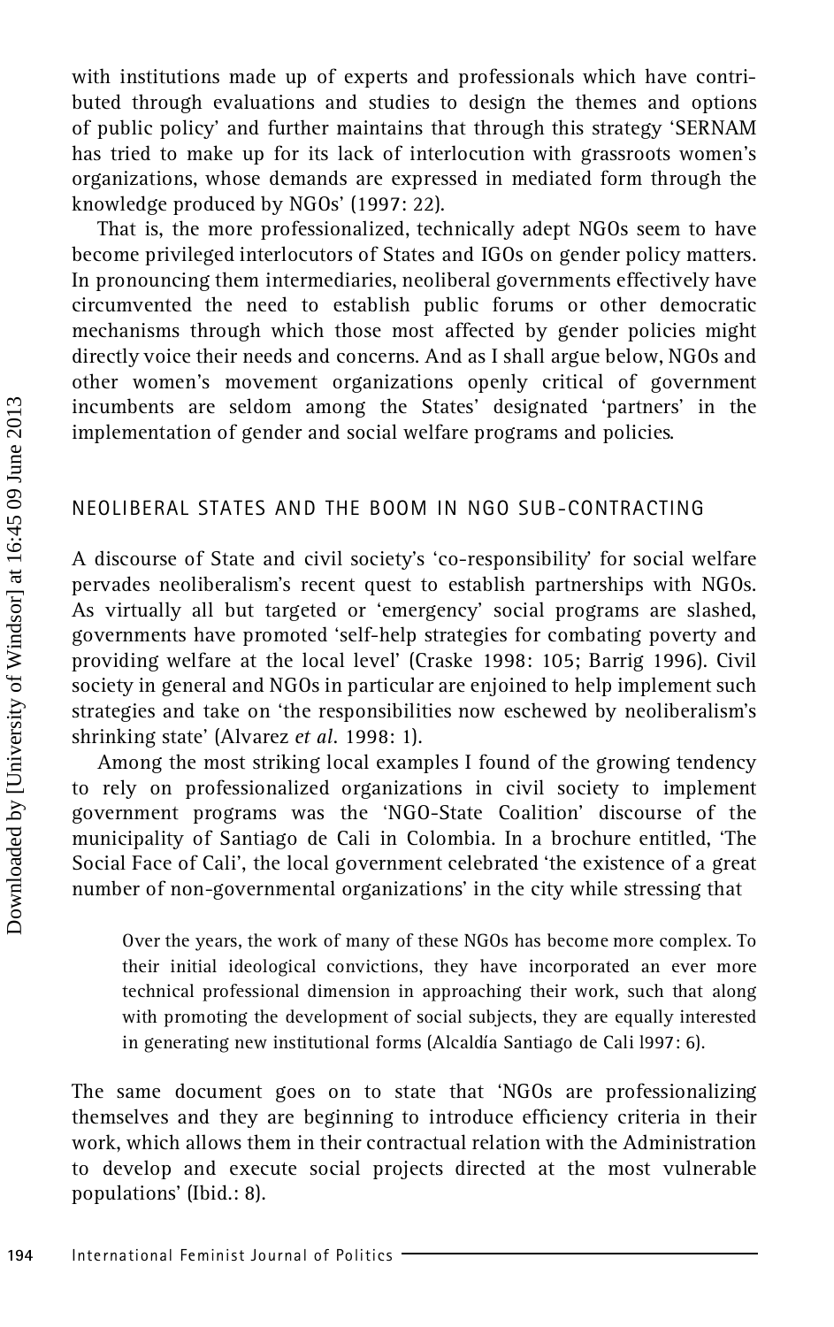with institutions made up of experts and professionals which have contributed through evaluations and studies to design the themes and options of public policy' and further maintains that through this strategy 'SERNAM has tried to make up for its lack of interlocution with grassroots women's organizations, whose demands are expressed in mediated form through the knowledge produced by NGOs' (1997: 22).

That is, the more professionalized, technically adept NGOs seem to have become privileged interlocutors of States and IGOs on gender policy matters. In pronouncing them intermediaries, neoliberal governments effectively have circumvented the need to establish public forums or other democratic mechanisms through which those most affected by gender policies might directly voice their needs and concerns. And as I shall argue below, NGOs and other women's movement organizations openly critical of government incumbents are seldom among the States' designated 'partners' in the implementation of gender and social welfare programs and policies.

## NEOLIBERAL STATES AND THE BOOM IN NGO SUB-CONTRACTING

A discourse of State and civil society's 'co-responsibility' for social welfare pervades neoliberalism's recent quest to establish partnerships with NGOs. As virtually all but targeted or 'emergency' social programs are slashed, governments have promoted 'self-help strategies for combating poverty and providing welfare at the local level' (Craske 1998: 105; Barrig 1996). Civil society in general and NGOs in particular are enjoined to help implement such strategies and take on 'the responsibilities now eschewed by neoliberalism's shrinking state' (Alvarez *et al*. 1998: 1).

Among the most striking local examples I found of the growing tendency to rely on professionalized organizations in civil society to implement government programs was the 'NGO-State Coalition' discourse of the municipality of Santiago de Cali in Colombia. In a brochure entitled, 'The Social Face of Cali', the local government celebrated 'the existence of a great number of non-governmental organizations' in the city while stressing that

> Over the years, the work of many of these NGOs has become more complex. To their initial ideological convictions, they have incorporated an ever more technical professional dimension in approaching their work, such that along with promoting the development of social subjects, they are equally interested in generating new institutional forms (Alcaldía Santiago de Cali l997: 6).

The same document goes on to state that 'NGOs are professionalizing themselves and they are beginning to introduce efficiency criteria in their work, which allows them in their contractual relation with the Administration to develop and execute social projects directed at the most vulnerable populations' (Ibid.: 8).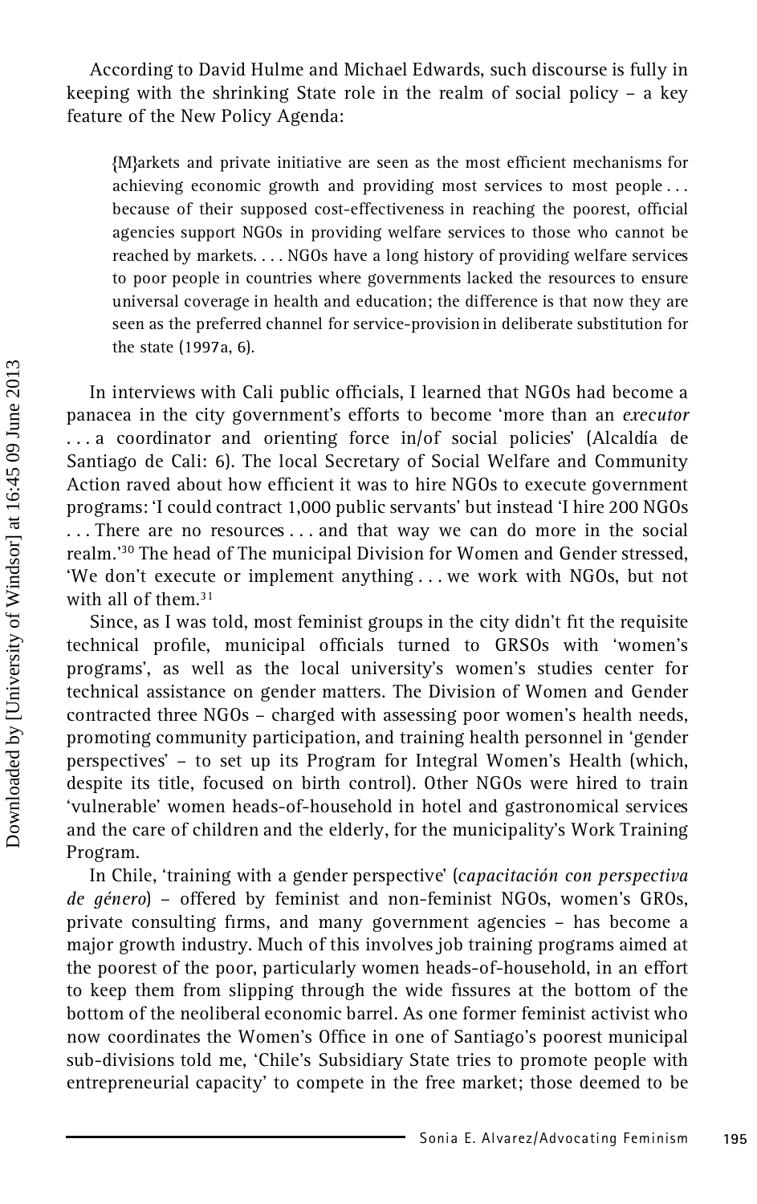According to David Hulme and Michael Edwards, such discourse is fully in keeping with the shrinking State role in the realm of social policy – a key feature of the New Policy Agenda:

> {M}arkets and private initiative are seen as the most efficient mechanisms for achieving economic growth and providing most services to most people . . . because of their supposed cost-effectiveness in reaching the poorest, official agencies support NGOs in providing welfare services to those who cannot be reached by markets. . . . NGOs have a long history of providing welfare services to poor people in countries where governments lacked the resources to ensure universal coverage in health and education; the difference is that now they are seen as the preferred channel for service-provision in deliberate substitution for the state (1997a, 6).

In interviews with Cali public officials, I learned that NGOs had become a panacea in the city government's efforts to become 'more than an *executor* . . . a coordinator and orienting force in/of social policies' (Alcaldía de Santiago de Cali: 6). The local Secretary of Social Welfare and Community Action raved about how efficient it was to hire NGOs to execute government programs: 'I could contract 1,000 public servants' but instead 'I hire 200 NGOs . . . There are no resources . . . and that way we can do more in the social realm.'[30] The head of The municipal Division for Women and Gender stressed, 'We don't execute or implement anything . . . we work with NGOs, but not with all of them.[31]

Since, as I was told, most feminist groups in the city didn't fit the requisite technical profile, municipal officials turned to GRSOs with 'women's programs', as well as the local university's women's studies center for technical assistance on gender matters. The Division of Women and Gender contracted three NGOs – charged with assessing poor women's health needs, promoting community participation, and training health personnel in 'gender perspectives' – to set up its Program for Integral Women's Health (which, despite its title, focused on birth control). Other NGOs were hired to train 'vulnerable' women heads-of-household in hotel and gastronomical services and the care of children and the elderly, for the municipality's Work Training Program.

In Chile, 'training with a gender perspective' (*capacitación con perspectiva de género*) – offered by feminist and non-feminist NGOs, women's GROs, private consulting firms, and many government agencies – has become a major growth industry. Much of this involves job training programs aimed at the poorest of the poor, particularly women heads-of-household, in an effort to keep them from slipping through the wide fissures at the bottom of the bottom of the neoliberal economic barrel. As one former feminist activist who now coordinates the Women's Office in one of Santiago's poorest municipal sub-divisions told me, 'Chile's Subsidiary State tries to promote people with entrepreneurial capacity' to compete in the free market; those deemed to be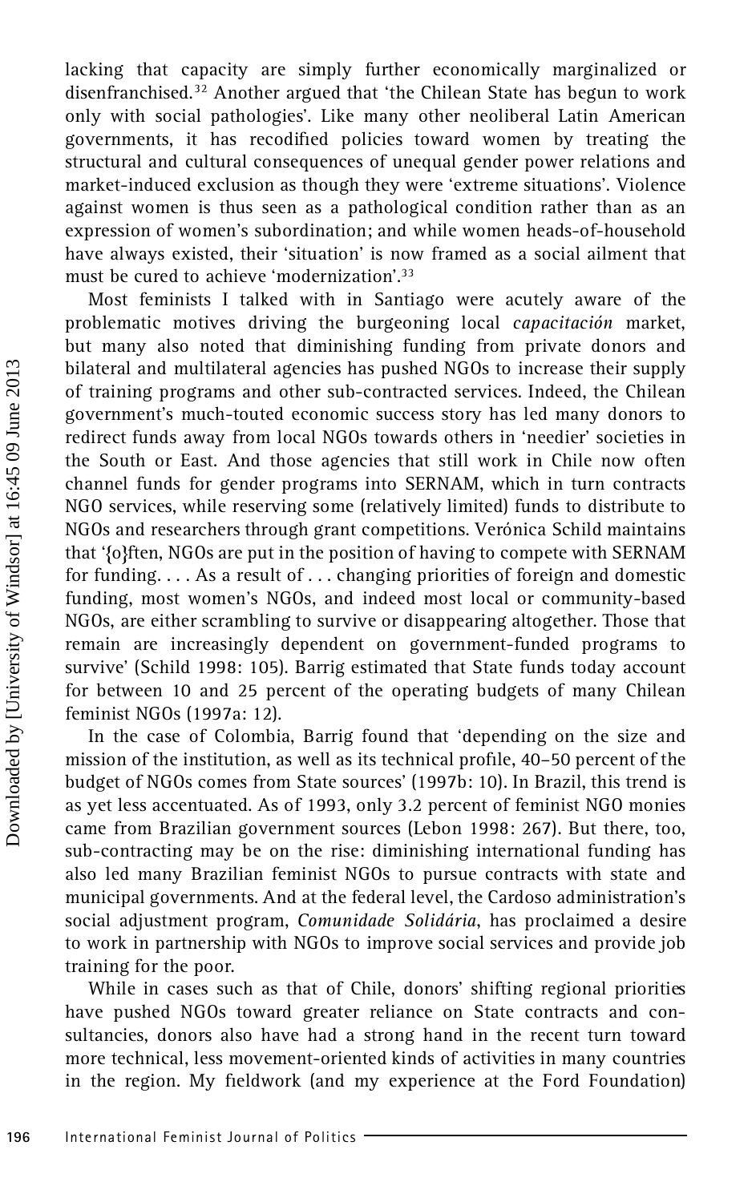lacking that capacity are simply further economically marginalized or disenfranchised.[32] Another argued that 'the Chilean State has begun to work only with social pathologies'. Like many other neoliberal Latin American governments, it has recodified policies toward women by treating the structural and cultural consequences of unequal gender power relations and market-induced exclusion as though they were 'extreme situations'. Violence against women is thus seen as a pathological condition rather than as an expression of women's subordination; and while women heads-of-household have always existed, their 'situation' is now framed as a social ailment that must be cured to achieve 'modernization'.[33]

Most feminists I talked with in Santiago were acutely aware of the problematic motives driving the burgeoning local *capacitación* market, but many also noted that diminishing funding from private donors and bilateral and multilateral agencies has pushed NGOs to increase their supply of training programs and other sub-contracted services. Indeed, the Chilean government's much-touted economic success story has led many donors to redirect funds away from local NGOs towards others in 'needier' societies in the South or East. And those agencies that still work in Chile now often channel funds for gender programs into SERNAM, which in turn contracts NGO services, while reserving some (relatively limited) funds to distribute to NGOs and researchers through grant competitions. Verónica Schild maintains that '{o}ften, NGOs are put in the position of having to compete with SERNAM for funding. . . . As a result of . . . changing priorities of foreign and domestic funding, most women's NGOs, and indeed most local or community-based NGOs, are either scrambling to survive or disappearing altogether. Those that remain are increasingly dependent on government-funded programs to survive' (Schild 1998: 105). Barrig estimated that State funds today account for between 10 and 25 percent of the operating budgets of many Chilean feminist NGOs (1997a: 12).

In the case of Colombia, Barrig found that 'depending on the size and mission of the institution, as well as its technical profile, 40–50 percent of the budget of NGOs comes from State sources' (1997b: 10). In Brazil, this trend is as yet less accentuated. As of 1993, only 3.2 percent of feminist NGO monies came from Brazilian government sources (Lebon 1998: 267). But there, too, sub-contracting may be on the rise: diminishing international funding has also led many Brazilian feminist NGOs to pursue contracts with state and municipal governments. And at the federal level, the Cardoso administration's social adjustment program, *Comunidade Solidária*, has proclaimed a desire to work in partnership with NGOs to improve social services and provide job training for the poor.

While in cases such as that of Chile, donors' shifting regional priorities have pushed NGOs toward greater reliance on State contracts and consultancies, donors also have had a strong hand in the recent turn toward more technical, less movement-oriented kinds of activities in many countries in the region. My fieldwork (and my experience at the Ford Foundation)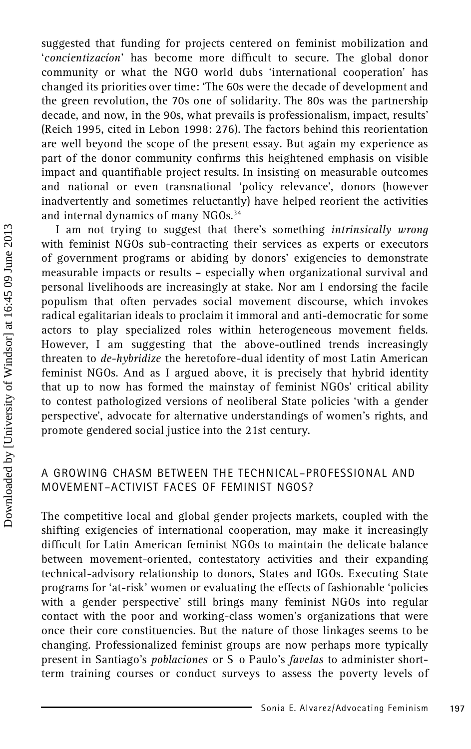suggested that funding for projects centered on feminist mobilization and '*concientizacíon*' has become more difficult to secure. The global donor community or what the NGO world dubs 'international cooperation' has changed its priorities over time: 'The 60s were the decade of development and the green revolution, the 70s one of solidarity. The 80s was the partnership decade, and now, in the 90s, what prevails is professionalism, impact, results' (Reich 1995, cited in Lebon 1998: 276). The factors behind this reorientation are well beyond the scope of the present essay. But again my experience as part of the donor community confirms this heightened emphasis on visible impact and quantifiable project results. In insisting on measurable outcomes and national or even transnational 'policy relevance', donors (however inadvertently and sometimes reluctantly) have helped reorient the activities and internal dynamics of many NGOs.[34]

I am not trying to suggest that there's something *intrinsically wrong* with feminist NGOs sub-contracting their services as experts or executors of government programs or abiding by donors' exigencies to demonstrate measurable impacts or results – especially when organizational survival and personal livelihoods are increasingly at stake. Nor am I endorsing the facile populism that often pervades social movement discourse, which invokes radical egalitarian ideals to proclaim it immoral and anti-democratic for some actors to play specialized roles within heterogeneous movement fields. However, I am suggesting that the above-outlined trends increasingly threaten to *de-hybridize* the heretofore-dual identity of most Latin American feminist NGOs. And as I argued above, it is precisely that hybrid identity that up to now has formed the mainstay of feminist NGOs' critical ability to contest pathologized versions of neoliberal State policies 'with a gender perspective', advocate for alternative understandings of women's rights, and promote gendered social justice into the 21st century.

## A GROWING CHASM BETWEEN THE TECHNICAL–PROFESSIONAL AND MOVEMENT–ACTIVIST FACES OF FEMINIST NGOS?

The competitive local and global gender projects markets, coupled with the shifting exigencies of international cooperation, may make it increasingly difficult for Latin American feminist NGOs to maintain the delicate balance between movement-oriented, contestatory activities and their expanding technical-advisory relationship to donors, States and IGOs. Executing State programs for 'at-risk' women or evaluating the effects of fashionable 'policies with a gender perspective' still brings many feminist NGOs into regular contact with the poor and working-class women's organizations that were once their core constituencies. But the nature of those linkages seems to be changing. Professionalized feminist groups are now perhaps more typically present in Santiago's *poblaciones* or São Paulo's *favelas* to administer short-term training courses or conduct surveys to assess the poverty levels of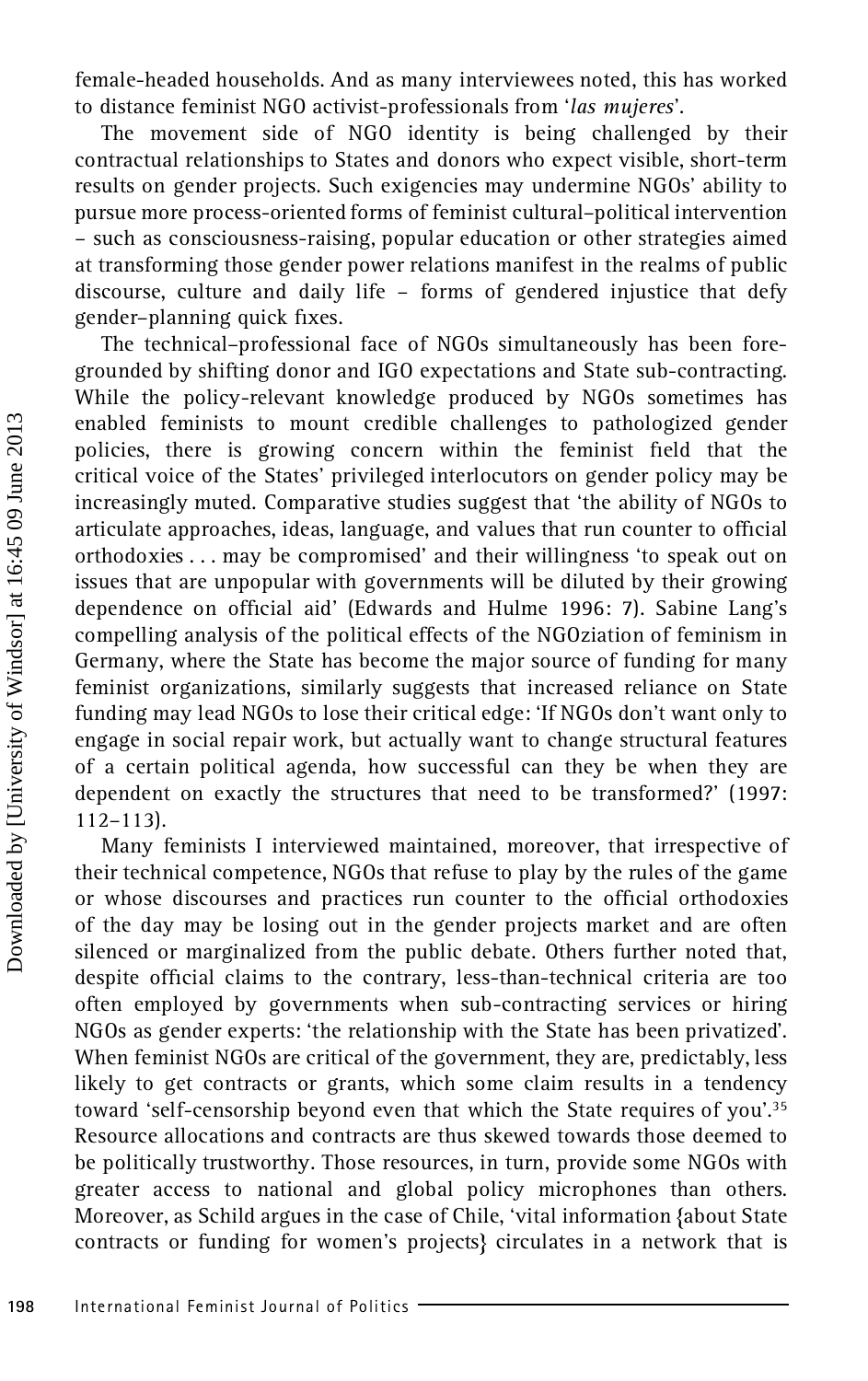female-headed households. And as many interviewees noted, this has worked to distance feminist NGO activist-professionals from '*las mujeres*'.

The movement side of NGO identity is being challenged by their contractual relationships to States and donors who expect visible, short-term results on gender projects. Such exigencies may undermine NGOs' ability to pursue more process-oriented forms of feminist cultural–political intervention – such as consciousness-raising, popular education or other strategies aimed at transforming those gender power relations manifest in the realms of public discourse, culture and daily life – forms of gendered injustice that defy gender–planning quick fixes.

The technical–professional face of NGOs simultaneously has been foregrounded by shifting donor and IGO expectations and State sub-contracting. While the policy-relevant knowledge produced by NGOs sometimes has enabled feminists to mount credible challenges to pathologized gender policies, there is growing concern within the feminist field that the critical voice of the States' privileged interlocutors on gender policy may be increasingly muted. Comparative studies suggest that 'the ability of NGOs to articulate approaches, ideas, language, and values that run counter to official orthodoxies . . . may be compromised' and their willingness 'to speak out on issues that are unpopular with governments will be diluted by their growing dependence on official aid' (Edwards and Hulme 1996: 7). Sabine Lang's compelling analysis of the political effects of the NGOziation of feminism in Germany, where the State has become the major source of funding for many feminist organizations, similarly suggests that increased reliance on State funding may lead NGOs to lose their critical edge: 'If NGOs don't want only to engage in social repair work, but actually want to change structural features of a certain political agenda, how successful can they be when they are dependent on exactly the structures that need to be transformed?' (1997: 112–113).

Many feminists I interviewed maintained, moreover, that irrespective of their technical competence, NGOs that refuse to play by the rules of the game or whose discourses and practices run counter to the official orthodoxies of the day may be losing out in the gender projects market and are often silenced or marginalized from the public debate. Others further noted that, despite official claims to the contrary, less-than-technical criteria are too often employed by governments when sub-contracting services or hiring NGOs as gender experts: 'the relationship with the State has been privatized'. When feminist NGOs are critical of the government, they are, predictably, less likely to get contracts or grants, which some claim results in a tendency toward 'self-censorship beyond even that which the State requires of you'.[35] Resource allocations and contracts are thus skewed towards those deemed to be politically trustworthy. Those resources, in turn, provide some NGOs with greater access to national and global policy microphones than others. Moreover, as Schild argues in the case of Chile, 'vital information {about State contracts or funding for women's projects} circulates in a network that is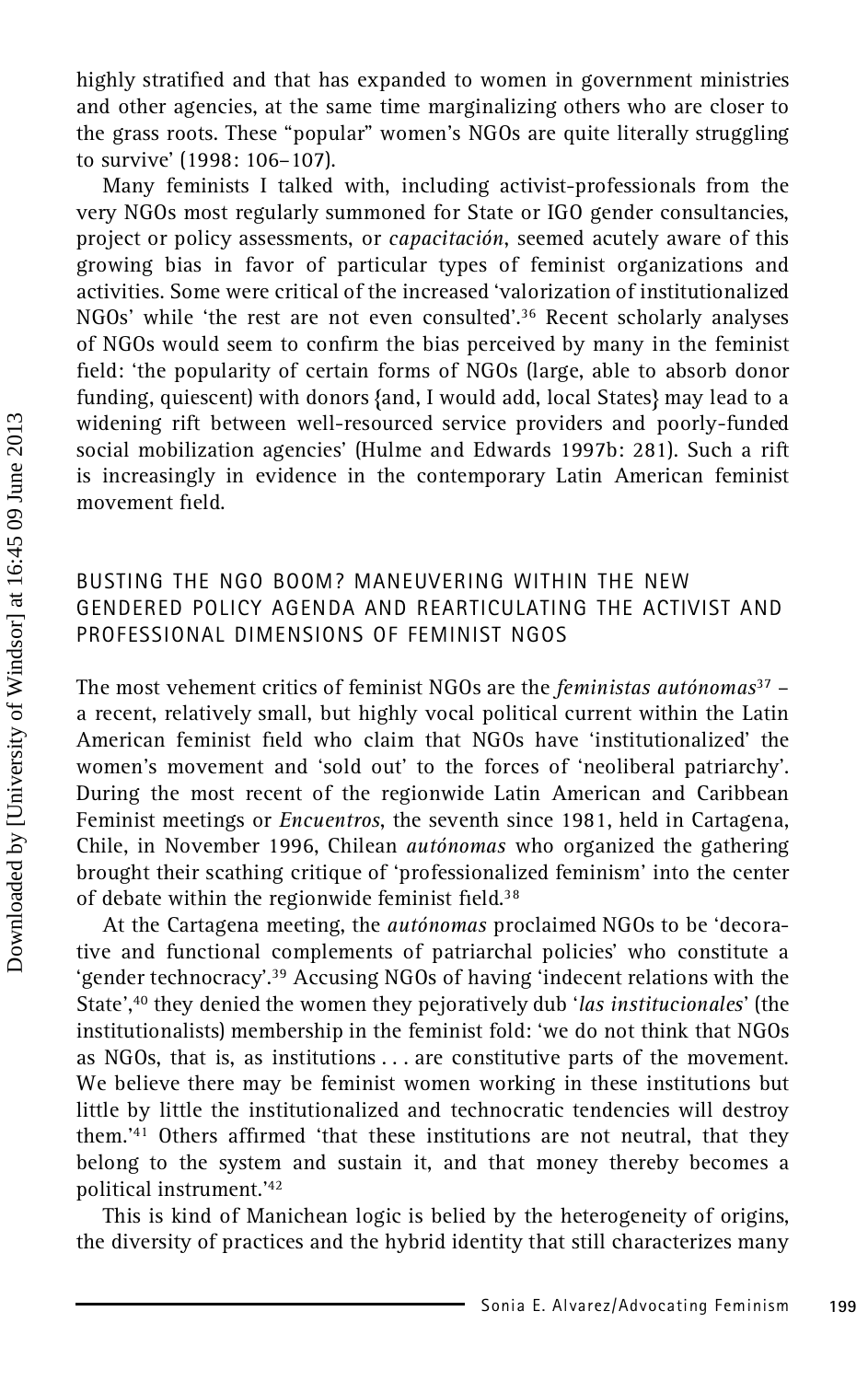highly stratified and that has expanded to women in government ministries and other agencies, at the same time marginalizing others who are closer to the grass roots. These "popular" women's NGOs are quite literally struggling to survive' (1998: 106–107).

Many feminists I talked with, including activist-professionals from the very NGOs most regularly summoned for State or IGO gender consultancies, project or policy assessments, or *capacitación*, seemed acutely aware of this growing bias in favor of particular types of feminist organizations and activities. Some were critical of the increased 'valorization of institutionalized NGOs' while 'the rest are not even consulted'.[36] Recent scholarly analyses of NGOs would seem to confirm the bias perceived by many in the feminist field: 'the popularity of certain forms of NGOs (large, able to absorb donor funding, quiescent) with donors {and, I would add, local States} may lead to a widening rift between well-resourced service providers and poorly-funded social mobilization agencies' (Hulme and Edwards 1997b: 281). Such a rift is increasingly in evidence in the contemporary Latin American feminist movement field.

## BUSTING THE NGO BOOM? MANEUVERING WITHIN THE NEW GENDERED POLICY AGENDA AND REARTICULATING THE ACTIVIST AND PROFESSIONAL DIMENSIONS OF FEMINIST NGOS

The most vehement critics of feminist NGOs are the *feministas autónomas*[37] – a recent, relatively small, but highly vocal political current within the Latin American feminist field who claim that NGOs have 'institutionalized' the women's movement and 'sold out' to the forces of 'neoliberal patriarchy'. During the most recent of the regionwide Latin American and Caribbean Feminist meetings or *Encuentros*, the seventh since 1981, held in Cartagena, Chile, in November 1996, Chilean *autónomas* who organized the gathering brought their scathing critique of 'professionalized feminism' into the center of debate within the regionwide feminist field.[38]

At the Cartagena meeting, the *autónomas* proclaimed NGOs to be 'decorative and functional complements of patriarchal policies' who constitute a 'gender technocracy'.[39] Accusing NGOs of having 'indecent relations with the State',[40] they denied the women they pejoratively dub '*las institucionales*' (the institutionalists) membership in the feminist fold: 'we do not think that NGOs as NGOs, that is, as institutions . . . are constitutive parts of the movement. We believe there may be feminist women working in these institutions but little by little the institutionalized and technocratic tendencies will destroy them.'[41] Others affirmed 'that these institutions are not neutral, that they belong to the system and sustain it, and that money thereby becomes a political instrument.'[42]

This is kind of Manichean logic is belied by the heterogeneity of origins, the diversity of practices and the hybrid identity that still characterizes many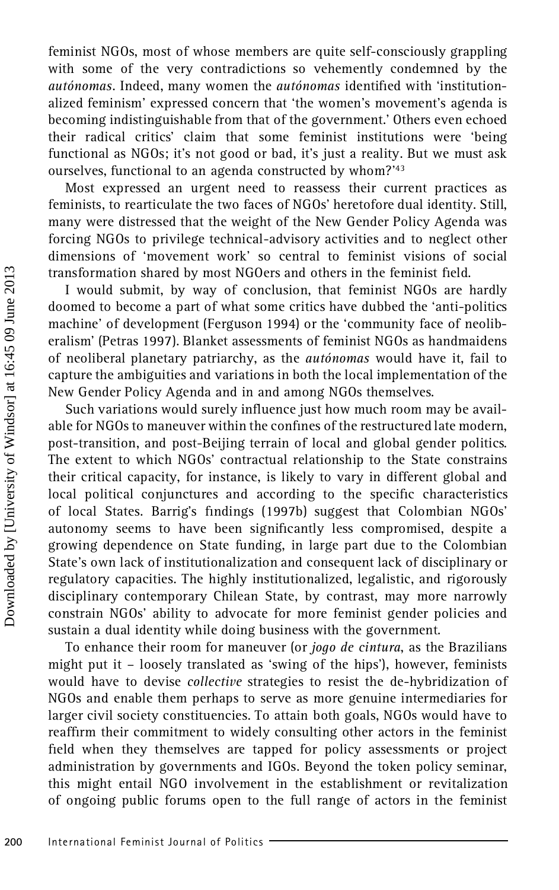feminist NGOs, most of whose members are quite self-consciously grappling with some of the very contradictions so vehemently condemned by the *autónomas*. Indeed, many women the *autónomas* identified with 'institutionalized feminism' expressed concern that 'the women's movement's agenda is becoming indistinguishable from that of the government.' Others even echoed their radical critics' claim that some feminist institutions were 'being functional as NGOs; it's not good or bad, it's just a reality. But we must ask ourselves, functional to an agenda constructed by whom?'[43]

Most expressed an urgent need to reassess their current practices as feminists, to rearticulate the two faces of NGOs' heretofore dual identity. Still, many were distressed that the weight of the New Gender Policy Agenda was forcing NGOs to privilege technical-advisory activities and to neglect other dimensions of 'movement work' so central to feminist visions of social transformation shared by most NGOers and others in the feminist field.

I would submit, by way of conclusion, that feminist NGOs are hardly doomed to become a part of what some critics have dubbed the 'anti-politics machine' of development (Ferguson 1994) or the 'community face of neoliberalism' (Petras 1997). Blanket assessments of feminist NGOs as handmaidens of neoliberal planetary patriarchy, as the *autónomas* would have it, fail to capture the ambiguities and variations in both the local implementation of the New Gender Policy Agenda and in and among NGOs themselves.

Such variations would surely influence just how much room may be available for NGOs to maneuver within the confines of the restructured late modern, post-transition, and post-Beijing terrain of local and global gender politics. The extent to which NGOs' contractual relationship to the State constrains their critical capacity, for instance, is likely to vary in different global and local political conjunctures and according to the specific characteristics of local States. Barrig's findings (1997b) suggest that Colombian NGOs' autonomy seems to have been significantly less compromised, despite a growing dependence on State funding, in large part due to the Colombian State's own lack of institutionalization and consequent lack of disciplinary or regulatory capacities. The highly institutionalized, legalistic, and rigorously disciplinary contemporary Chilean State, by contrast, may more narrowly constrain NGOs' ability to advocate for more feminist gender policies and sustain a dual identity while doing business with the government.

To enhance their room for maneuver (or *jogo de cintura*, as the Brazilians might put it – loosely translated as 'swing of the hips'), however, feminists would have to devise *collective* strategies to resist the de-hybridization of NGOs and enable them perhaps to serve as more genuine intermediaries for larger civil society constituencies. To attain both goals, NGOs would have to reaffirm their commitment to widely consulting other actors in the feminist field when they themselves are tapped for policy assessments or project administration by governments and IGOs. Beyond the token policy seminar, this might entail NGO involvement in the establishment or revitalization of ongoing public forums open to the full range of actors in the feminist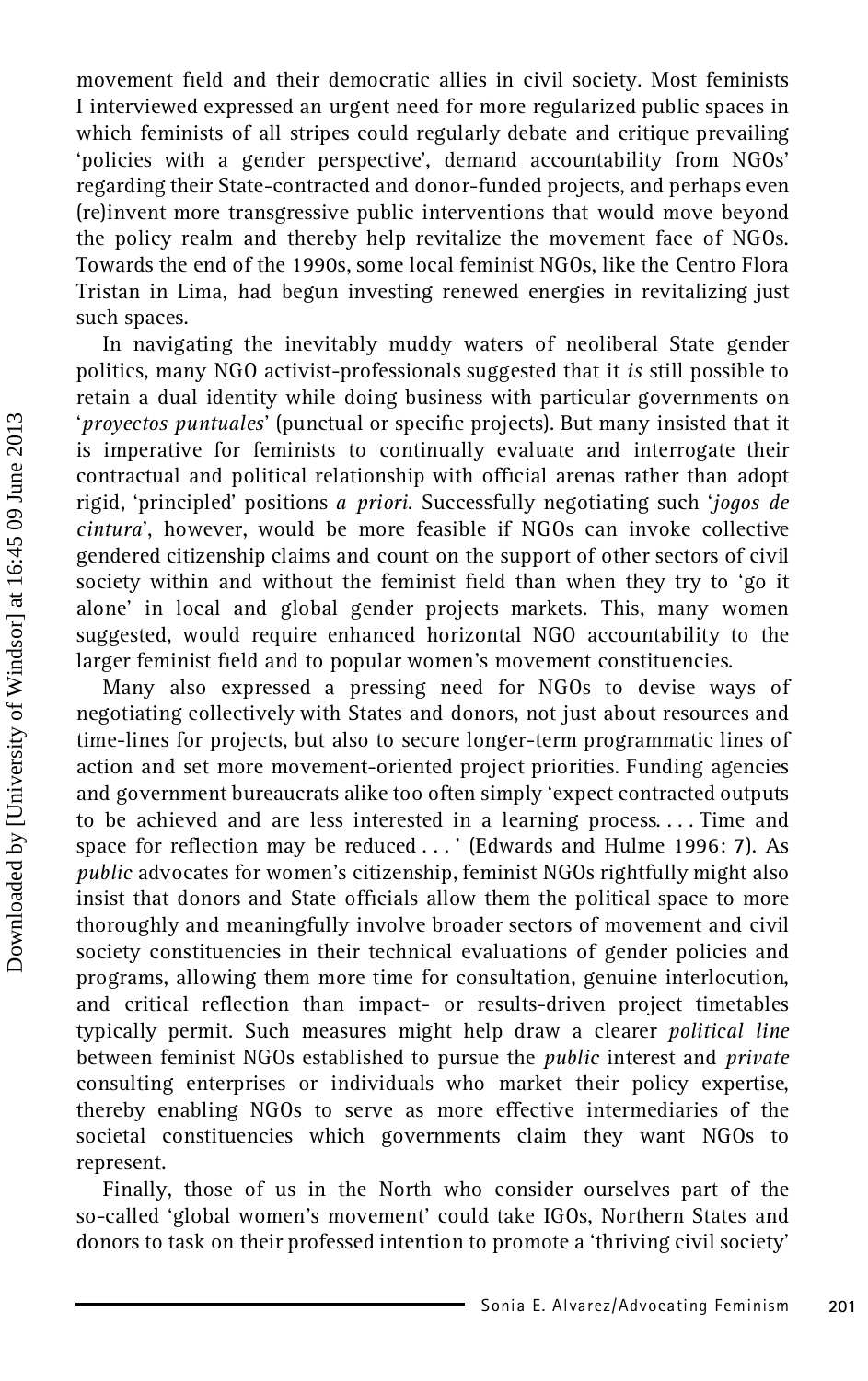movement field and their democratic allies in civil society. Most feminists I interviewed expressed an urgent need for more regularized public spaces in which feminists of all stripes could regularly debate and critique prevailing 'policies with a gender perspective', demand accountability from NGOs' regarding their State-contracted and donor-funded projects, and perhaps even (re)invent more transgressive public interventions that would move beyond the policy realm and thereby help revitalize the movement face of NGOs. Towards the end of the 1990s, some local feminist NGOs, like the Centro Flora Tristan in Lima, had begun investing renewed energies in revitalizing just such spaces.

In navigating the inevitably muddy waters of neoliberal State gender politics, many NGO activist-professionals suggested that it *is* still possible to retain a dual identity while doing business with particular governments on '*proyectos puntuales*' (punctual or specific projects). But many insisted that it is imperative for feminists to continually evaluate and interrogate their contractual and political relationship with official arenas rather than adopt rigid, 'principled' positions *a priori*. Successfully negotiating such '*jogos de cintura*', however, would be more feasible if NGOs can invoke collective gendered citizenship claims and count on the support of other sectors of civil society within and without the feminist field than when they try to 'go it alone' in local and global gender projects markets. This, many women suggested, would require enhanced horizontal NGO accountability to the larger feminist field and to popular women's movement constituencies.

Many also expressed a pressing need for NGOs to devise ways of negotiating collectively with States and donors, not just about resources and time-lines for projects, but also to secure longer-term programmatic lines of action and set more movement-oriented project priorities. Funding agencies and government bureaucrats alike too often simply 'expect contracted outputs to be achieved and are less interested in a learning process. . . . Time and space for reflection may be reduced . . . ' (Edwards and Hulme 1996: 7). As *public* advocates for women's citizenship, feminist NGOs rightfully might also insist that donors and State officials allow them the political space to more thoroughly and meaningfully involve broader sectors of movement and civil society constituencies in their technical evaluations of gender policies and programs, allowing them more time for consultation, genuine interlocution, and critical reflection than impact- or results-driven project timetables typically permit. Such measures might help draw a clearer *political line* between feminist NGOs established to pursue the *public* interest and *private* consulting enterprises or individuals who market their policy expertise, thereby enabling NGOs to serve as more effective intermediaries of the societal constituencies which governments claim they want NGOs to represent.

Finally, those of us in the North who consider ourselves part of the so-called 'global women's movement' could take IGOs, Northern States and donors to task on their professed intention to promote a 'thriving civil society'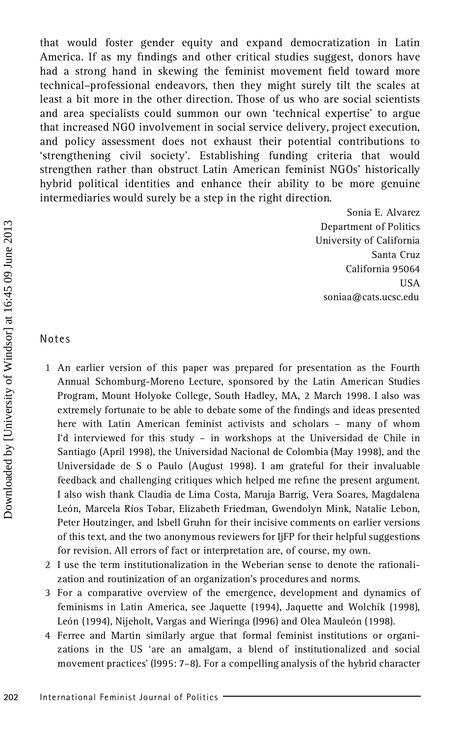that would foster gender equity and expand democratization in Latin America. If as my findings and other critical studies suggest, donors have had a strong hand in skewing the feminist movement field toward more technical–professional endeavors, then they might surely tilt the scales at least a bit more in the other direction. Those of us who are social scientists and area specialists could summon our own 'technical expertise' to argue that increased NGO involvement in social service delivery, project execution, and policy assessment does not exhaust their potential contributions to 'strengthening civil society'. Establishing funding criteria that would strengthen rather than obstruct Latin American feminist NGOs' historically hybrid political identities and enhance their ability to be more genuine intermediaries would surely be a step in the right direction.

Sonia E. Alvarez
Department of Politics
University of California
Santa Cruz
California 95064
USA
soniaa@cats.ucsc.edu

## Notes

1. An earlier version of this paper was prepared for presentation as the Fourth Annual Schomburg-Moreno Lecture, sponsored by the Latin American Studies Program, Mount Holyoke College, South Hadley, MA, 2 March 1998. I also was extremely fortunate to be able to debate some of the findings and ideas presented here with Latin American feminist activists and scholars – many of whom I'd interviewed for this study – in workshops at the Universidad de Chile in Santiago (April 1998), the Universidad Nacional de Colombia (May 1998), and the Universidade de S o Paulo (August 1998). I am grateful for their invaluable feedback and challenging critiques which helped me refine the present argument. I also wish thank Claudia de Lima Costa, Maruja Barrig, Vera Soares, Magdalena León, Marcela Ríos Tobar, Elizabeth Friedman, Gwendolyn Mink, Natalie Lebon, Peter Houtzinger, and Isbell Gruhn for their incisive comments on earlier versions of this text, and the two anonymous reviewers for IjFP for their helpful suggestions for revision. All errors of fact or interpretation are, of course, my own.
2. I use the term institutionalization in the Weberian sense to denote the rationalization and routinization of an organization's procedures and norms.
3. For a comparative overview of the emergence, development and dynamics of feminisms in Latin America, see Jaquette (1994), Jaquette and Wolchik (1998), León (1994), Nijeholt, Vargas and Wieringa (l996) and Olea Mauleón (1998).
4. Ferree and Martin similarly argue that formal feminist institutions or organizations in the US 'are an amalgam, a blend of institutionalized and social movement practices' (l995: 7–8). For a compelling analysis of the hybrid character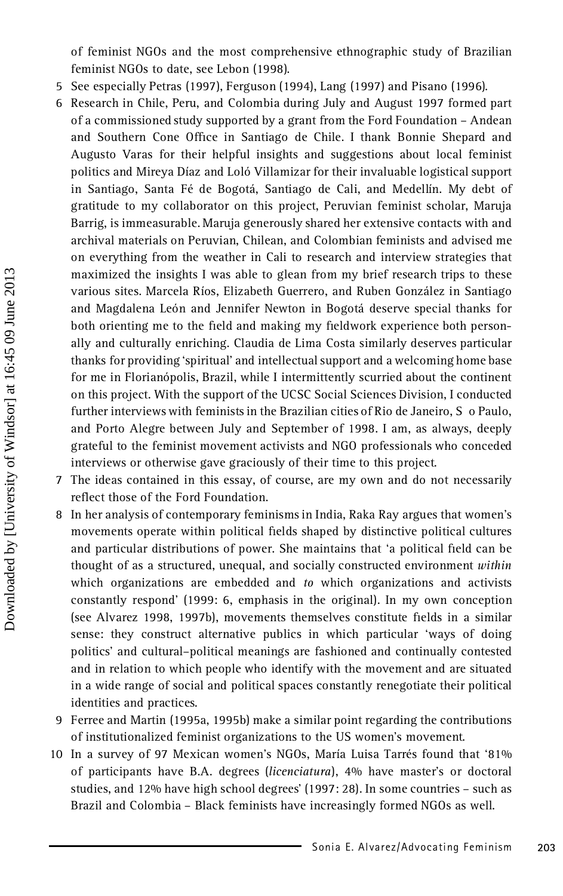of feminist NGOs and the most comprehensive ethnographic study of Brazilian feminist NGOs to date, see Lebon (1998).

5 See especially Petras (1997), Ferguson (1994), Lang (1997) and Pisano (1996).

6 Research in Chile, Peru, and Colombia during July and August 1997 formed part of a commissioned study supported by a grant from the Ford Foundation – Andean and Southern Cone Office in Santiago de Chile. I thank Bonnie Shepard and Augusto Varas for their helpful insights and suggestions about local feminist politics and Mireya Díaz and Loló Villamizar for their invaluable logistical support in Santiago, Santa Fé de Bogotá, Santiago de Cali, and Medellín. My debt of gratitude to my collaborator on this project, Peruvian feminist scholar, Maruja Barrig, is immeasurable. Maruja generously shared her extensive contacts with and archival materials on Peruvian, Chilean, and Colombian feminists and advised me on everything from the weather in Cali to research and interview strategies that maximized the insights I was able to glean from my brief research trips to these various sites. Marcela Ríos, Elizabeth Guerrero, and Ruben González in Santiago and Magdalena León and Jennifer Newton in Bogotá deserve special thanks for both orienting me to the field and making my fieldwork experience both personally and culturally enriching. Claudia de Lima Costa similarly deserves particular thanks for providing 'spiritual' and intellectual support and a welcoming home base for me in Florianópolis, Brazil, while I intermittently scurried about the continent on this project. With the support of the UCSC Social Sciences Division, I conducted further interviews with feminists in the Brazilian cities of Rio de Janeiro, S o Paulo, and Porto Alegre between July and September of 1998. I am, as always, deeply grateful to the feminist movement activists and NGO professionals who conceded interviews or otherwise gave graciously of their time to this project.

7 The ideas contained in this essay, of course, are my own and do not necessarily reflect those of the Ford Foundation.

8 In her analysis of contemporary feminisms in India, Raka Ray argues that women's movements operate within political fields shaped by distinctive political cultures and particular distributions of power. She maintains that 'a political field can be thought of as a structured, unequal, and socially constructed environment *within* which organizations are embedded and *to* which organizations and activists constantly respond' (1999: 6, emphasis in the original). In my own conception (see Alvarez 1998, 1997b), movements themselves constitute fields in a similar sense: they construct alternative publics in which particular 'ways of doing politics' and cultural–political meanings are fashioned and continually contested and in relation to which people who identify with the movement and are situated in a wide range of social and political spaces constantly renegotiate their political identities and practices.

9 Ferree and Martin (1995a, 1995b) make a similar point regarding the contributions of institutionalized feminist organizations to the US women's movement.

10 In a survey of 97 Mexican women's NGOs, María Luisa Tarrés found that '81% of participants have B.A. degrees (*licenciatura*), 4% have master's or doctoral studies, and 12% have high school degrees' (1997: 28). In some countries – such as Brazil and Colombia – Black feminists have increasingly formed NGOs as well.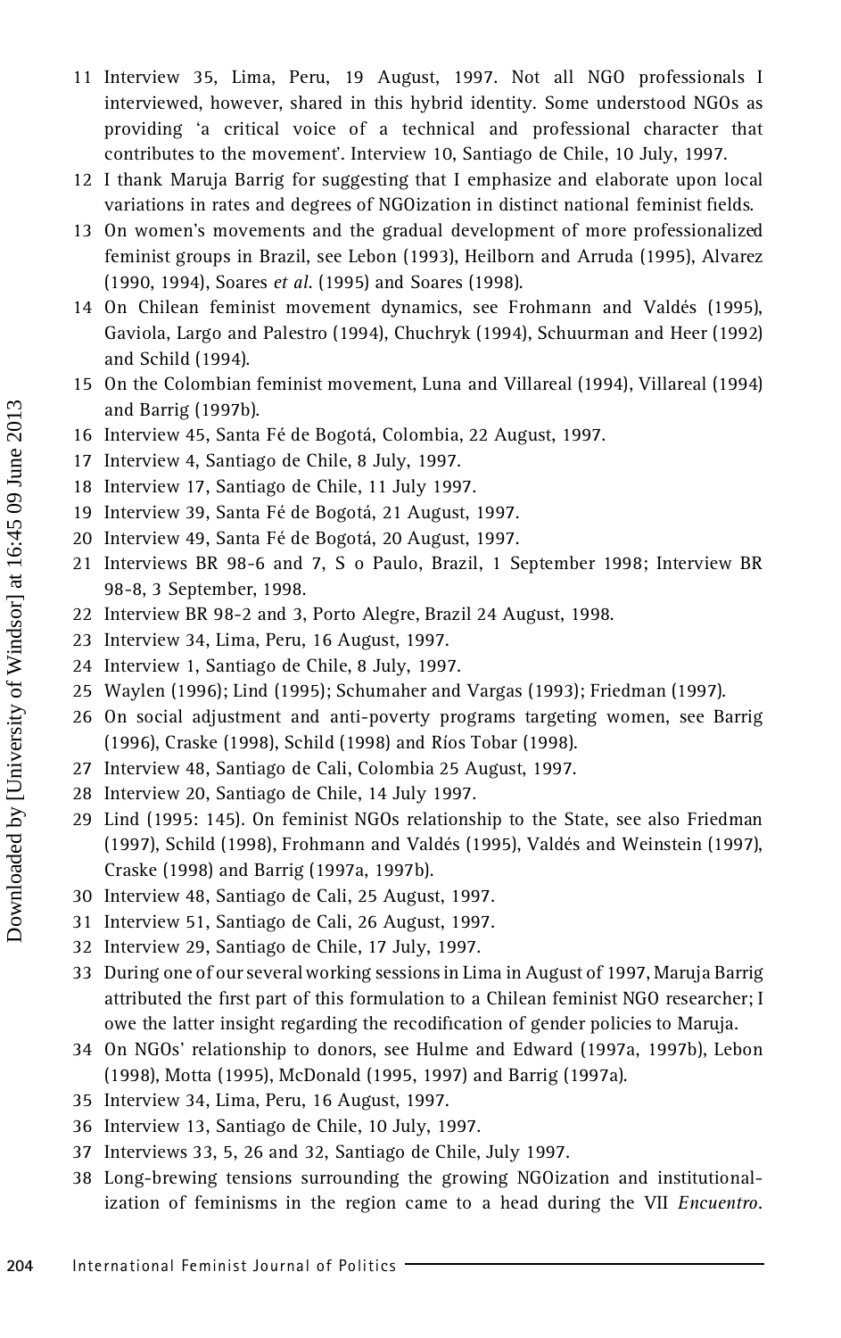11 Interview 35, Lima, Peru, 19 August, 1997. Not all NGO professionals I interviewed, however, shared in this hybrid identity. Some understood NGOs as providing 'a critical voice of a technical and professional character that contributes to the movement'. Interview 10, Santiago de Chile, 10 July, 1997.

12 I thank Maruja Barrig for suggesting that I emphasize and elaborate upon local variations in rates and degrees of NGOization in distinct national feminist fields.

13 On women's movements and the gradual development of more professionalized feminist groups in Brazil, see Lebon (1993), Heilborn and Arruda (1995), Alvarez (1990, 1994), Soares *et al*. (1995) and Soares (1998).

14 On Chilean feminist movement dynamics, see Frohmann and Valdés (1995), Gaviola, Largo and Palestro (1994), Chuchryk (1994), Schuurman and Heer (1992) and Schild (1994).

15 On the Colombian feminist movement, Luna and Villareal (1994), Villareal (1994) and Barrig (1997b).

16 Interview 45, Santa Fé de Bogotá, Colombia, 22 August, 1997.

17 Interview 4, Santiago de Chile, 8 July, 1997.

18 Interview 17, Santiago de Chile, 11 July 1997.

19 Interview 39, Santa Fé de Bogotá, 21 August, 1997.

20 Interview 49, Santa Fé de Bogotá, 20 August, 1997.

21 Interviews BR 98-6 and 7, S o Paulo, Brazil, 1 September 1998; Interview BR 98-8, 3 September, 1998.

22 Interview BR 98-2 and 3, Porto Alegre, Brazil 24 August, 1998.

23 Interview 34, Lima, Peru, 16 August, 1997.

24 Interview 1, Santiago de Chile, 8 July, 1997.

25 Waylen (1996); Lind (1995); Schumaher and Vargas (1993); Friedman (1997).

26 On social adjustment and anti-poverty programs targeting women, see Barrig (1996), Craske (1998), Schild (1998) and Ríos Tobar (1998).

27 Interview 48, Santiago de Cali, Colombia 25 August, 1997.

28 Interview 20, Santiago de Chile, 14 July 1997.

29 Lind (1995: 145). On feminist NGOs relationship to the State, see also Friedman (1997), Schild (1998), Frohmann and Valdés (1995), Valdés and Weinstein (1997), Craske (1998) and Barrig (1997a, 1997b).

30 Interview 48, Santiago de Cali, 25 August, 1997.

31 Interview 51, Santiago de Cali, 26 August, 1997.

32 Interview 29, Santiago de Chile, 17 July, 1997.

33 During one of our several working sessions in Lima in August of 1997, Maruja Barrig attributed the first part of this formulation to a Chilean feminist NGO researcher; I owe the latter insight regarding the recodification of gender policies to Maruja.

34 On NGOs' relationship to donors, see Hulme and Edward (1997a, 1997b), Lebon (1998), Motta (1995), McDonald (1995, 1997) and Barrig (1997a).

35 Interview 34, Lima, Peru, 16 August, 1997.

36 Interview 13, Santiago de Chile, 10 July, 1997.

37 Interviews 33, 5, 26 and 32, Santiago de Chile, July 1997.

38 Long-brewing tensions surrounding the growing NGOization and institutionalization of feminisms in the region came to a head during the VII *Encuentro*.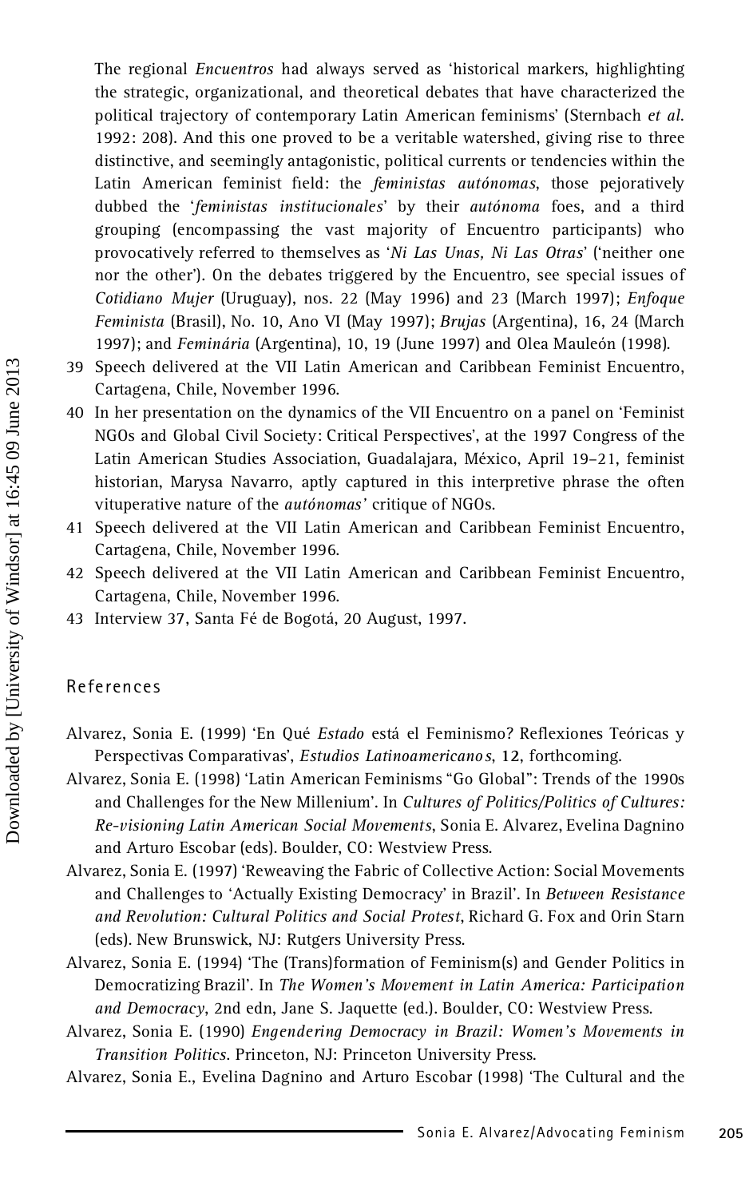The regional *Encuentros* had always served as 'historical markers, highlighting the strategic, organizational, and theoretical debates that have characterized the political trajectory of contemporary Latin American feminisms' (Sternbach *et al.* 1992: 208). And this one proved to be a veritable watershed, giving rise to three distinctive, and seemingly antagonistic, political currents or tendencies within the Latin American feminist field: the *feministas autónomas*, those pejoratively dubbed the '*feministas institucionales*' by their *autónoma* foes, and a third grouping (encompassing the vast majority of Encuentro participants) who provocatively referred to themselves as '*Ni Las Unas, Ni Las Otras*' ('neither one nor the other'). On the debates triggered by the Encuentro, see special issues of *Cotidiano Mujer* (Uruguay), nos. 22 (May 1996) and 23 (March 1997); *Enfoque Feminista* (Brasil), No. 10, Ano VI (May 1997); *Brujas* (Argentina), 16, 24 (March 1997); and *Feminária* (Argentina), 10, 19 (June 1997) and Olea Mauleón (1998).

39 Speech delivered at the VII Latin American and Caribbean Feminist Encuentro, Cartagena, Chile, November 1996.

40 In her presentation on the dynamics of the VII Encuentro on a panel on 'Feminist NGOs and Global Civil Society: Critical Perspectives', at the 1997 Congress of the Latin American Studies Association, Guadalajara, México, April 19–21, feminist historian, Marysa Navarro, aptly captured in this interpretive phrase the often vituperative nature of the *autónomas'* critique of NGOs.

41 Speech delivered at the VII Latin American and Caribbean Feminist Encuentro, Cartagena, Chile, November 1996.

42 Speech delivered at the VII Latin American and Caribbean Feminist Encuentro, Cartagena, Chile, November 1996.

43 Interview 37, Santa Fé de Bogotá, 20 August, 1997.

## References

Alvarez, Sonia E. (1999) 'En Qué *Estado* está el Feminismo? Reflexiones Teóricas y Perspectivas Comparativas', *Estudios Latinoamericanos*, **12**, forthcoming.

Alvarez, Sonia E. (1998) 'Latin American Feminisms "Go Global": Trends of the 1990s and Challenges for the New Millenium'. In *Cultures of Politics/Politics of Cultures: Re-visioning Latin American Social Movements*, Sonia E. Alvarez, Evelina Dagnino and Arturo Escobar (eds). Boulder, CO: Westview Press.

Alvarez, Sonia E. (1997) 'Reweaving the Fabric of Collective Action: Social Movements and Challenges to 'Actually Existing Democracy' in Brazil'. In *Between Resistance and Revolution: Cultural Politics and Social Protest*, Richard G. Fox and Orin Starn (eds). New Brunswick, NJ: Rutgers University Press.

Alvarez, Sonia E. (1994) 'The (Trans)formation of Feminism(s) and Gender Politics in Democratizing Brazil'. In *The Women's Movement in Latin America: Participation and Democracy*, 2nd edn, Jane S. Jaquette (ed.). Boulder, CO: Westview Press.

Alvarez, Sonia E. (1990) *Engendering Democracy in Brazil: Women's Movements in Transition Politics*. Princeton, NJ: Princeton University Press.

Alvarez, Sonia E., Evelina Dagnino and Arturo Escobar (1998) 'The Cultural and the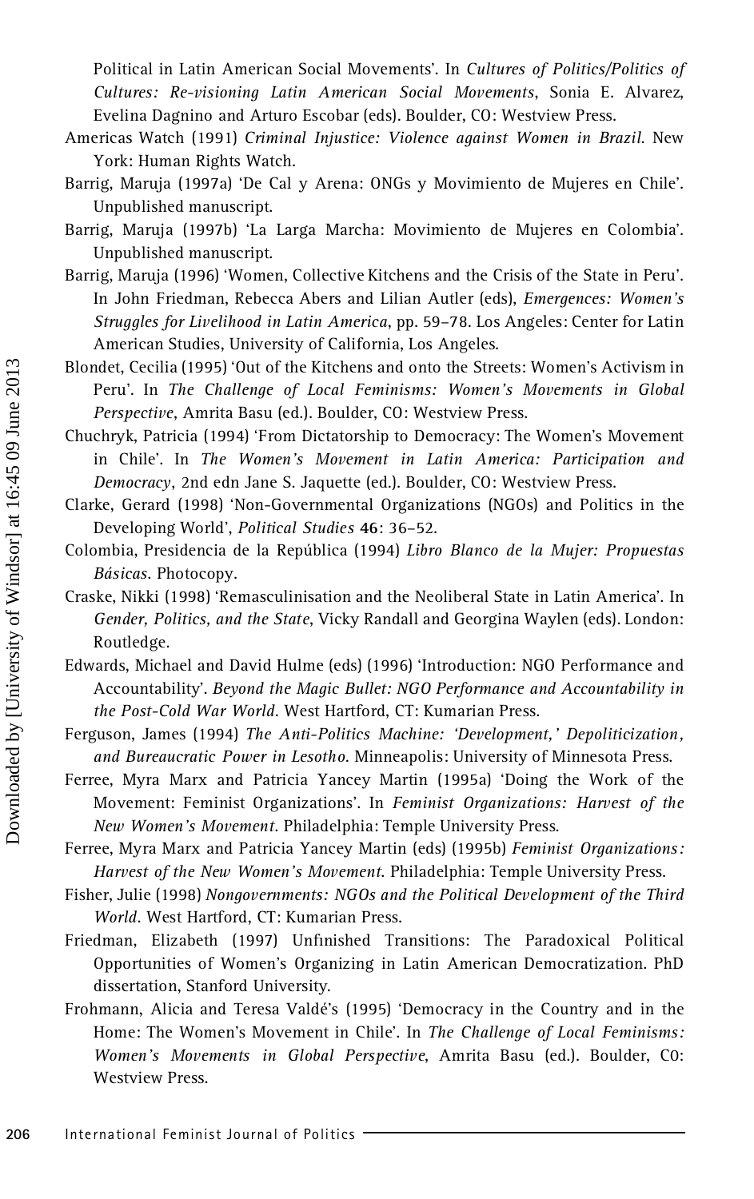Political in Latin American Social Movements'. In *Cultures of Politics/Politics of Cultures: Re-visioning Latin American Social Movements*, Sonia E. Alvarez, Evelina Dagnino and Arturo Escobar (eds). Boulder, CO: Westview Press.

Americas Watch (1991) *Criminal Injustice: Violence against Women in Brazil*. New York: Human Rights Watch.

Barrig, Maruja (1997a) 'De Cal y Arena: ONGs y Movimiento de Mujeres en Chile'. Unpublished manuscript.

Barrig, Maruja (1997b) 'La Larga Marcha: Movimiento de Mujeres en Colombia'. Unpublished manuscript.

Barrig, Maruja (1996) 'Women, Collective Kitchens and the Crisis of the State in Peru'. In John Friedman, Rebecca Abers and Lilian Autler (eds), *Emergences: Women's Struggles for Livelihood in Latin America*, pp. 59–78. Los Angeles: Center for Latin American Studies, University of California, Los Angeles.

Blondet, Cecilia (1995) 'Out of the Kitchens and onto the Streets: Women's Activism in Peru'. In *The Challenge of Local Feminisms: Women's Movements in Global Perspective*, Amrita Basu (ed.). Boulder, CO: Westview Press.

Chuchryk, Patricia (1994) 'From Dictatorship to Democracy: The Women's Movement in Chile'. In *The Women's Movement in Latin America: Participation and Democracy*, 2nd edn Jane S. Jaquette (ed.). Boulder, CO: Westview Press.

Clarke, Gerard (1998) 'Non-Governmental Organizations (NGOs) and Politics in the Developing World', *Political Studies* **46**: 36–52.

Colombia, Presidencia de la República (1994) *Libro Blanco de la Mujer: Propuestas Básicas*. Photocopy.

Craske, Nikki (1998) 'Remasculinisation and the Neoliberal State in Latin America'. In *Gender, Politics, and the State*, Vicky Randall and Georgina Waylen (eds). London: Routledge.

Edwards, Michael and David Hulme (eds) (1996) 'Introduction: NGO Performance and Accountability'. *Beyond the Magic Bullet: NGO Performance and Accountability in the Post-Cold War World*. West Hartford, CT: Kumarian Press.

Ferguson, James (1994) *The Anti-Politics Machine: 'Development,' Depoliticization, and Bureaucratic Power in Lesotho*. Minneapolis: University of Minnesota Press.

Ferree, Myra Marx and Patricia Yancey Martin (1995a) 'Doing the Work of the Movement: Feminist Organizations'. In *Feminist Organizations: Harvest of the New Women's Movement*. Philadelphia: Temple University Press.

Ferree, Myra Marx and Patricia Yancey Martin (eds) (1995b) *Feminist Organizations: Harvest of the New Women's Movement*. Philadelphia: Temple University Press.

Fisher, Julie (1998) *Nongovernments: NGOs and the Political Development of the Third World*. West Hartford, CT: Kumarian Press.

Friedman, Elizabeth (1997) Unfinished Transitions: The Paradoxical Political Opportunities of Women's Organizing in Latin American Democratization. PhD dissertation, Stanford University.

Frohmann, Alicia and Teresa Valdé's (1995) 'Democracy in the Country and in the Home: The Women's Movement in Chile'. In *The Challenge of Local Feminisms: Women's Movements in Global Perspective*, Amrita Basu (ed.). Boulder, CO: Westview Press.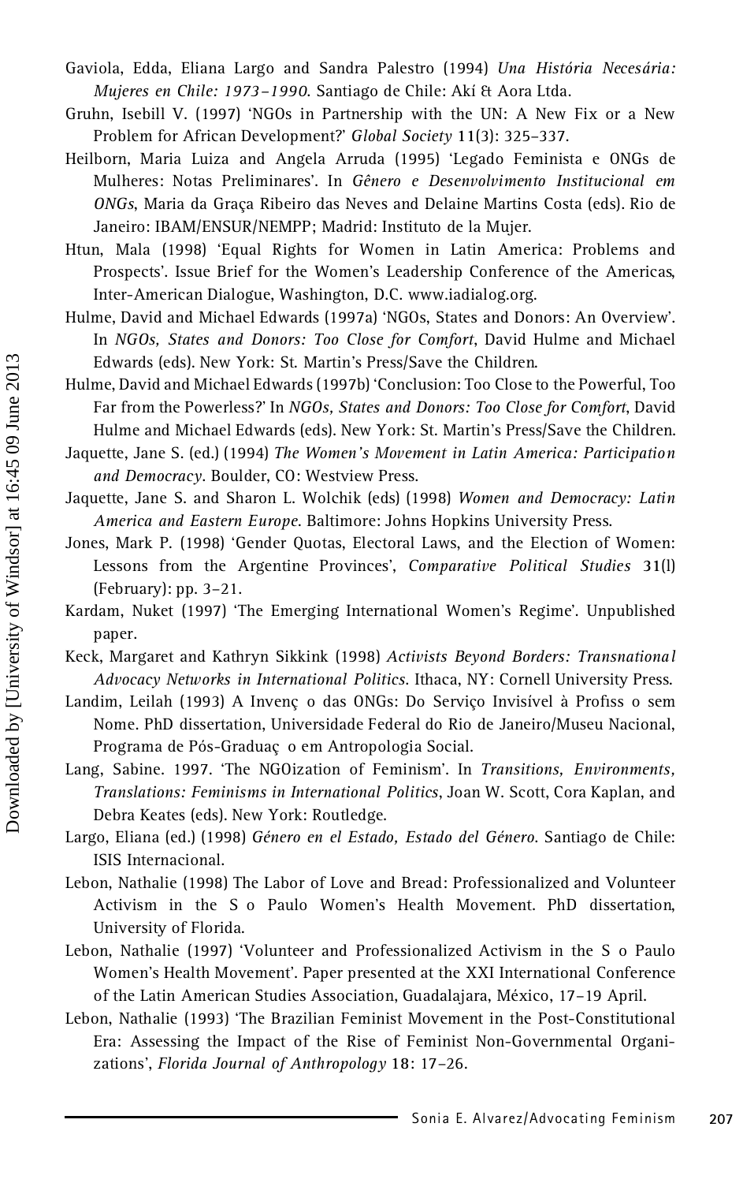Gaviola, Edda, Eliana Largo and Sandra Palestro (1994) *Una História Necesária: Mujeres en Chile: 1973–1990*. Santiago de Chile: Akí & Aora Ltda.

Gruhn, Isebill V. (1997) 'NGOs in Partnership with the UN: A New Fix or a New Problem for African Development?' *Global Society* 11(3): 325–337.

Heilborn, Maria Luiza and Angela Arruda (1995) 'Legado Feminista e ONGs de Mulheres: Notas Preliminares'. In *Gênero e Desenvolvimento Institucional em ONGs*, Maria da Graça Ribeiro das Neves and Delaine Martins Costa (eds). Rio de Janeiro: IBAM/ENSUR/NEMPP; Madrid: Instituto de la Mujer.

Htun, Mala (1998) 'Equal Rights for Women in Latin America: Problems and Prospects'. Issue Brief for the Women's Leadership Conference of the Americas, Inter-American Dialogue, Washington, D.C. www.iadialog.org.

Hulme, David and Michael Edwards (1997a) 'NGOs, States and Donors: An Overview'. In *NGOs, States and Donors: Too Close for Comfort*, David Hulme and Michael Edwards (eds). New York: St. Martin's Press/Save the Children.

Hulme, David and Michael Edwards (1997b) 'Conclusion: Too Close to the Powerful, Too Far from the Powerless?' In *NGOs, States and Donors: Too Close for Comfort*, David Hulme and Michael Edwards (eds). New York: St. Martin's Press/Save the Children.

Jaquette, Jane S. (ed.) (1994) *The Women's Movement in Latin America: Participation and Democracy*. Boulder, CO: Westview Press.

Jaquette, Jane S. and Sharon L. Wolchik (eds) (1998) *Women and Democracy: Latin America and Eastern Europe*. Baltimore: Johns Hopkins University Press.

Jones, Mark P. (1998) 'Gender Quotas, Electoral Laws, and the Election of Women: Lessons from the Argentine Provinces', *Comparative Political Studies* 31(l) (February): pp. 3–21.

Kardam, Nuket (1997) 'The Emerging International Women's Regime'. Unpublished paper.

Keck, Margaret and Kathryn Sikkink (1998) *Activists Beyond Borders: Transnational Advocacy Networks in International Politics*. Ithaca, NY: Cornell University Press.

Landim, Leilah (1993) A Invenç o das ONGs: Do Serviço Invisível à Profiss o sem Nome. PhD dissertation, Universidade Federal do Rio de Janeiro/Museu Nacional, Programa de Pós-Graduaç o em Antropologia Social.

Lang, Sabine. 1997. 'The NGOization of Feminism'. In *Transitions, Environments, Translations: Feminisms in International Politics*, Joan W. Scott, Cora Kaplan, and Debra Keates (eds). New York: Routledge.

Largo, Eliana (ed.) (1998) *Género en el Estado, Estado del Género*. Santiago de Chile: ISIS Internacional.

Lebon, Nathalie (1998) The Labor of Love and Bread: Professionalized and Volunteer Activism in the S o Paulo Women's Health Movement. PhD dissertation, University of Florida.

Lebon, Nathalie (1997) 'Volunteer and Professionalized Activism in the S o Paulo Women's Health Movement'. Paper presented at the XXI International Conference of the Latin American Studies Association, Guadalajara, México, 17–19 April.

Lebon, Nathalie (1993) 'The Brazilian Feminist Movement in the Post-Constitutional Era: Assessing the Impact of the Rise of Feminist Non-Governmental Organizations', *Florida Journal of Anthropology* 18: 17–26.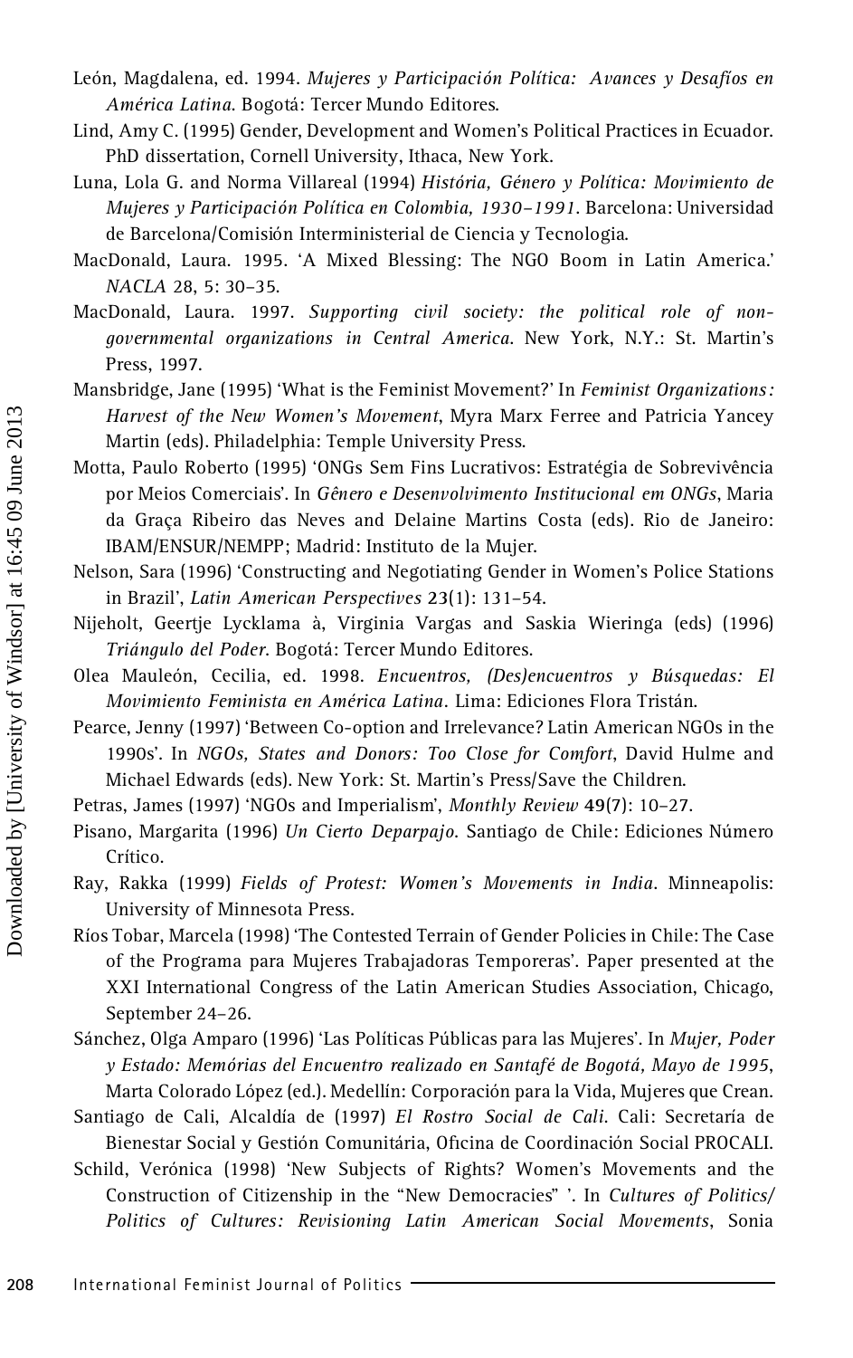León, Magdalena, ed. 1994. *Mujeres y Participación Política: Avances y Desafíos en América Latina*. Bogotá: Tercer Mundo Editores.

Lind, Amy C. (1995) Gender, Development and Women's Political Practices in Ecuador. PhD dissertation, Cornell University, Ithaca, New York.

Luna, Lola G. and Norma Villareal (1994) *História, Género y Política: Movimiento de Mujeres y Participación Política en Colombia, 1930–1991*. Barcelona: Universidad de Barcelona/Comisión Interministerial de Ciencia y Tecnologia.

MacDonald, Laura. 1995. 'A Mixed Blessing: The NGO Boom in Latin America.' *NACLA* 28, 5: 30–35.

MacDonald, Laura. 1997. *Supporting civil society: the political role of non-governmental organizations in Central America*. New York, N.Y.: St. Martin's Press, 1997.

Mansbridge, Jane (1995) 'What is the Feminist Movement?' In *Feminist Organizations: Harvest of the New Women's Movement*, Myra Marx Ferree and Patricia Yancey Martin (eds). Philadelphia: Temple University Press.

Motta, Paulo Roberto (1995) 'ONGs Sem Fins Lucrativos: Estratégia de Sobrevivência por Meios Comerciais'. In *Gênero e Desenvolvimento Institucional em ONGs*, Maria da Graça Ribeiro das Neves and Delaine Martins Costa (eds). Rio de Janeiro: IBAM/ENSUR/NEMPP; Madrid: Instituto de la Mujer.

Nelson, Sara (1996) 'Constructing and Negotiating Gender in Women's Police Stations in Brazil', *Latin American Perspectives* 23(1): 131–54.

Nijeholt, Geertje Lycklama à, Virginia Vargas and Saskia Wieringa (eds) (1996) *Triángulo del Poder*. Bogotá: Tercer Mundo Editores.

Olea Mauleón, Cecilia, ed. 1998. *Encuentros, (Des)encuentros y Búsquedas: El Movimiento Feminista en América Latina*. Lima: Ediciones Flora Tristán.

Pearce, Jenny (1997) 'Between Co-option and Irrelevance? Latin American NGOs in the 1990s'. In *NGOs, States and Donors: Too Close for Comfort*, David Hulme and Michael Edwards (eds). New York: St. Martin's Press/Save the Children.

Petras, James (1997) 'NGOs and Imperialism', *Monthly Review* 49(7): 10–27.

Pisano, Margarita (1996) *Un Cierto Deparpajo*. Santiago de Chile: Ediciones Número Crítico.

Ray, Rakka (1999) *Fields of Protest: Women's Movements in India*. Minneapolis: University of Minnesota Press.

Ríos Tobar, Marcela (1998) 'The Contested Terrain of Gender Policies in Chile: The Case of the Programa para Mujeres Trabajadoras Temporeras'. Paper presented at the XXI International Congress of the Latin American Studies Association, Chicago, September 24–26.

Sánchez, Olga Amparo (1996) 'Las Políticas Públicas para las Mujeres'. In *Mujer, Poder y Estado: Memórias del Encuentro realizado en Santafé de Bogotá, Mayo de 1995*, Marta Colorado López (ed.). Medellín: Corporación para la Vida, Mujeres que Crean.

Santiago de Cali, Alcaldía de (1997) *El Rostro Social de Cali*. Cali: Secretaría de Bienestar Social y Gestión Comunitária, Oficina de Coordinación Social PROCALI.

Schild, Verónica (1998) 'New Subjects of Rights? Women's Movements and the Construction of Citizenship in the "New Democracies" '. In *Cultures of Politics/ Politics of Cultures: Revisioning Latin American Social Movements*, Sonia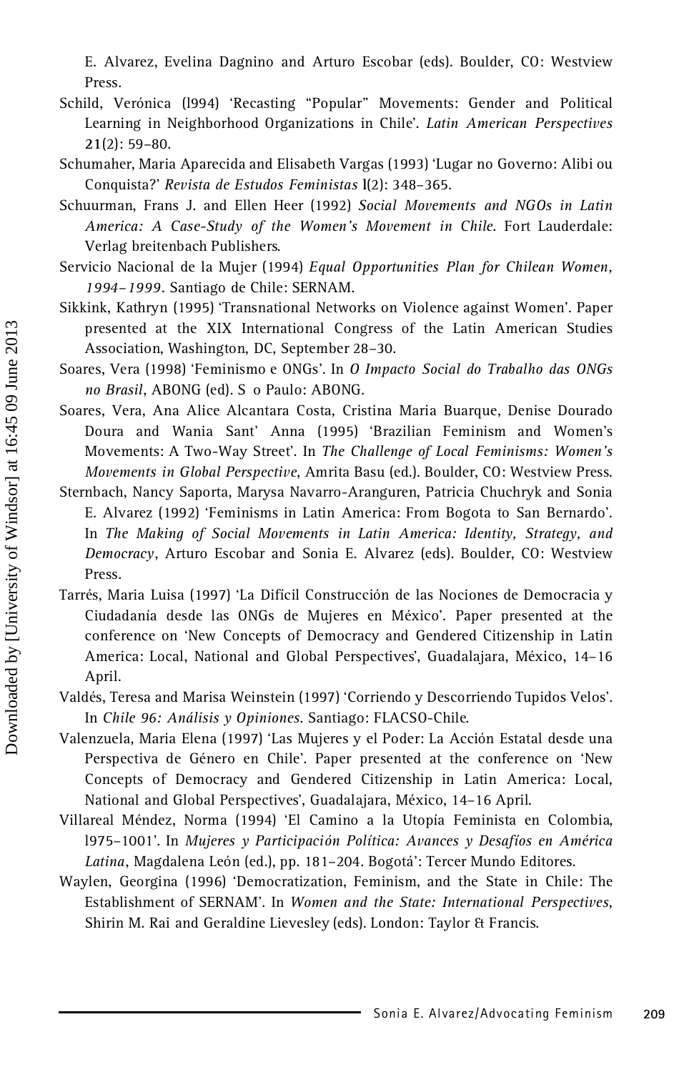E. Alvarez, Evelina Dagnino and Arturo Escobar (eds). Boulder, CO: Westview Press.

Schild, Verónica (l994) 'Recasting "Popular" Movements: Gender and Political Learning in Neighborhood Organizations in Chile'. *Latin American Perspectives* **21**(2): 59–80.

Schumaher, Maria Aparecida and Elisabeth Vargas (1993) 'Lugar no Governo: Alibi ou Conquista?' *Revista de Estudos Feministas* **l**(2): 348–365.

Schuurman, Frans J. and Ellen Heer (1992) *Social Movements and NGOs in Latin America: A Case-Study of the Women's Movement in Chile*. Fort Lauderdale: Verlag breitenbach Publishers.

Servicio Nacional de la Mujer (1994) *Equal Opportunities Plan for Chilean Women, 1994–1999*. Santiago de Chile: SERNAM.

Sikkink, Kathryn (1995) 'Transnational Networks on Violence against Women'. Paper presented at the XIX International Congress of the Latin American Studies Association, Washington, DC, September 28–30.

Soares, Vera (1998) 'Feminismo e ONGs'. In *O Impacto Social do Trabalho das ONGs no Brasil*, ABONG (ed). S o Paulo: ABONG.

Soares, Vera, Ana Alice Alcantara Costa, Cristina Maria Buarque, Denise Dourado Doura and Wania Sant' Anna (1995) 'Brazilian Feminism and Women's Movements: A Two-Way Street'. In *The Challenge of Local Feminisms: Women's Movements in Global Perspective*, Amrita Basu (ed.). Boulder, CO: Westview Press.

Sternbach, Nancy Saporta, Marysa Navarro-Aranguren, Patricia Chuchryk and Sonia E. Alvarez (1992) 'Feminisms in Latin America: From Bogota to San Bernardo'. In *The Making of Social Movements in Latin America: Identity, Strategy, and Democracy*, Arturo Escobar and Sonia E. Alvarez (eds). Boulder, CO: Westview Press.

Tarrés, Maria Luisa (1997) 'La Difícil Construcción de las Nociones de Democracia y Ciudadanía desde las ONGs de Mujeres en México'. Paper presented at the conference on 'New Concepts of Democracy and Gendered Citizenship in Latin America: Local, National and Global Perspectives', Guadalajara, México, 14–16 April.

Valdés, Teresa and Marisa Weinstein (1997) 'Corriendo y Descorriendo Tupidos Velos'. In *Chile 96: Análisis y Opiniones*. Santiago: FLACSO-Chile.

Valenzuela, Maria Elena (1997) 'Las Mujeres y el Poder: La Acción Estatal desde una Perspectiva de Género en Chile'. Paper presented at the conference on 'New Concepts of Democracy and Gendered Citizenship in Latin America: Local, National and Global Perspectives', Guadalajara, México, 14–16 April.

Villareal Méndez, Norma (1994) 'El Camino a la Utopía Feminista en Colombia, l975–1001'. In *Mujeres y Participación Política: Avances y Desafíos en América Latina*, Magdalena León (ed.), pp. 181–204. Bogotá': Tercer Mundo Editores.

Waylen, Georgina (1996) 'Democratization, Feminism, and the State in Chile: The Establishment of SERNAM'. In *Women and the State: International Perspectives*, Shirin M. Rai and Geraldine Lievesley (eds). London: Taylor & Francis.